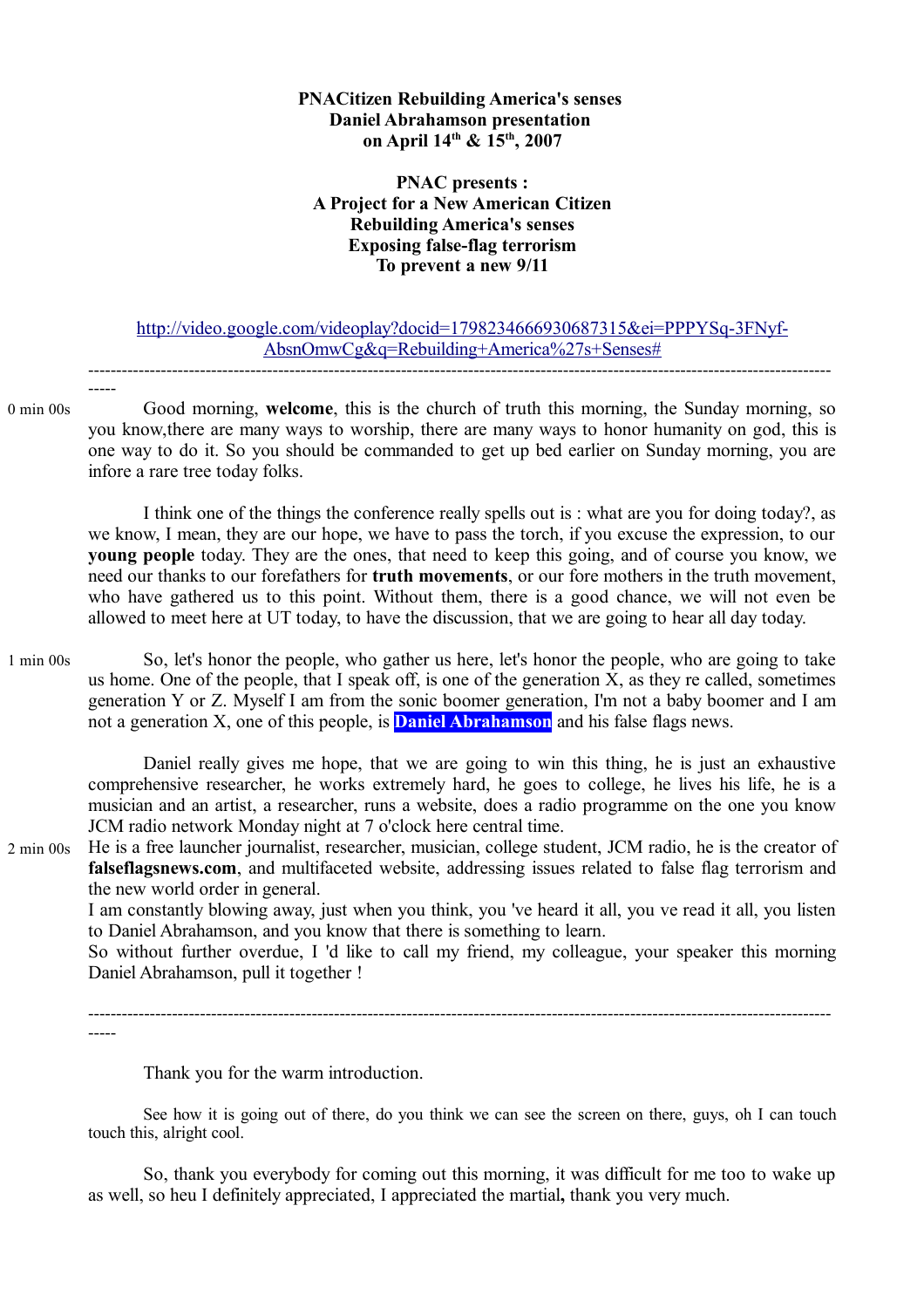**PNACitizen Rebuilding America's senses**
**Daniel Abrahamson presentation**
**on April 14th & 15th, 2007**

**PNAC presents :**
**A Project for a New American Citizen**
**Rebuilding America's senses**
**Exposing false-flag terrorism**
**To prevent a new 9/11**

http://video.google.com/videoplay?docid=1798234666930687315&ei=PPPYSq-3FNyf-AbsnOmwCg&q=Rebuilding+America%27s+Senses#

---

0 min 00s

Good morning, **welcome**, this is the church of truth this morning, the Sunday morning, so you know,there are many ways to worship, there are many ways to honor humanity on god, this is one way to do it. So you should be commanded to get up bed earlier on Sunday morning, you are infore a rare tree today folks.

I think one of the things the conference really spells out is : what are you for doing today?, as we know, I mean, they are our hope, we have to pass the torch, if you excuse the expression, to our **young people** today. They are the ones, that need to keep this going, and of course you know, we need our thanks to our forefathers for **truth movements**, or our fore mothers in the truth movement, who have gathered us to this point. Without them, there is a good chance, we will not even be allowed to meet here at UT today, to have the discussion, that we are going to hear all day today.

1 min 00s

So, let's honor the people, who gather us here, let's honor the people, who are going to take us home. One of the people, that I speak off, is one of the generation X, as they re called, sometimes generation Y or Z. Myself I am from the sonic boomer generation, I'm not a baby boomer and I am not a generation X, one of this people, is **Daniel Abrahamson** and his false flags news.

Daniel really gives me hope, that we are going to win this thing, he is just an exhaustive comprehensive researcher, he works extremely hard, he goes to college, he lives his life, he is a musician and an artist, a researcher, runs a website, does a radio programme on the one you know JCM radio network Monday night at 7 o'clock here central time.

2 min 00s

He is a free launcher journalist, researcher, musician, college student, JCM radio, he is the creator of **falseflagsnews.com**, and multifaceted website, addressing issues related to false flag terrorism and the new world order in general.
I am constantly blowing away, just when you think, you 've heard it all, you ve read it all, you listen to Daniel Abrahamson, and you know that there is something to learn.
So without further overdue, I 'd like to call my friend, my colleague, your speaker this morning Daniel Abrahamson, pull it together !

---

Thank you for the warm introduction.

See how it is going out of there, do you think we can see the screen on there, guys, oh I can touch touch this, alright cool.

So, thank you everybody for coming out this morning, it was difficult for me too to wake up as well, so heu I definitely appreciated, I appreciated the martial**,** thank you very much.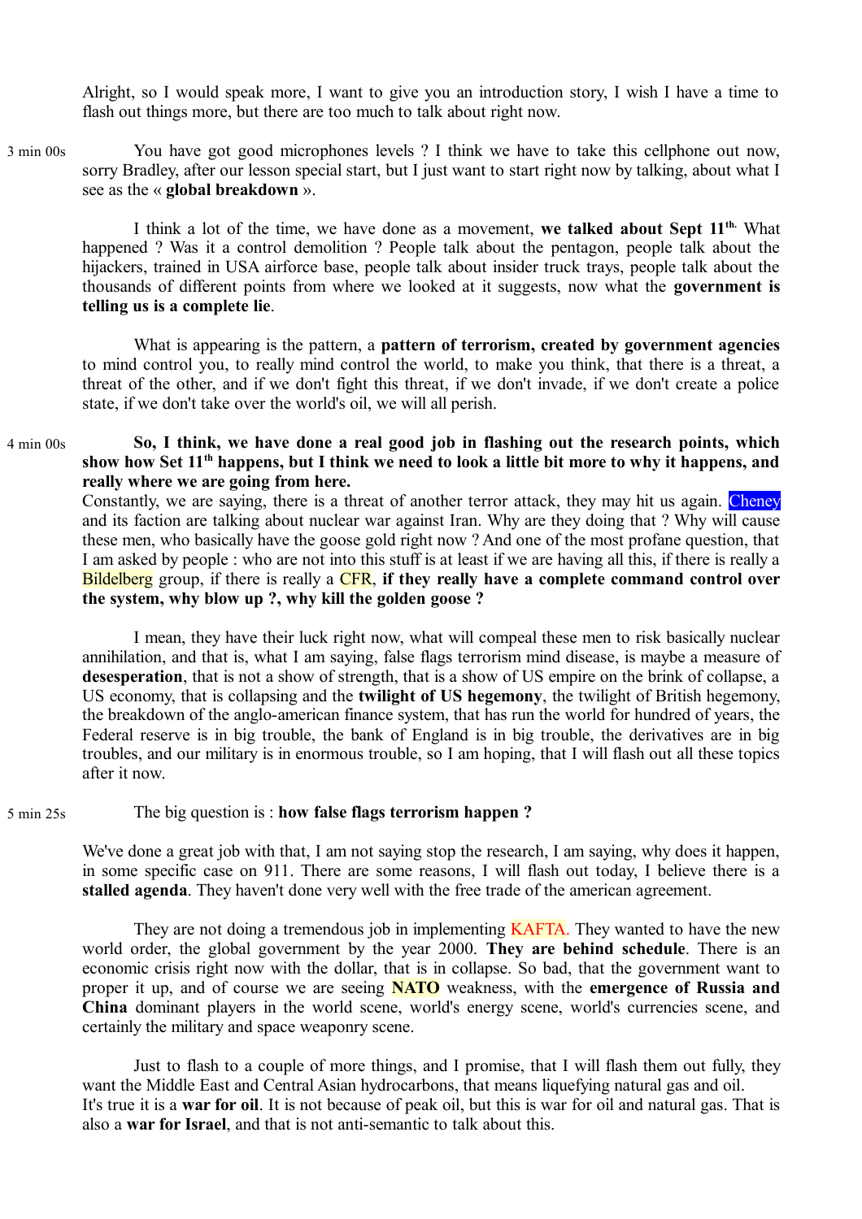Alright, so I would speak more, I want to give you an introduction story, I wish I have a time to flash out things more, but there are too much to talk about right now.

3 min 00s

You have got good microphones levels ? I think we have to take this cellphone out now, sorry Bradley, after our lesson special start, but I just want to start right now by talking, about what I see as the « **global breakdown** ».

I think a lot of the time, we have done as a movement, **we talked about Sept 11th.** What happened ? Was it a control demolition ? People talk about the pentagon, people talk about the hijackers, trained in USA airforce base, people talk about insider truck trays, people talk about the thousands of different points from where we looked at it suggests, now what the **government is telling us is a complete lie**.

What is appearing is the pattern, a **pattern of terrorism, created by government agencies** to mind control you, to really mind control the world, to make you think, that there is a threat, a threat of the other, and if we don't fight this threat, if we don't invade, if we don't create a police state, if we don't take over the world's oil, we will all perish.

4 min 00s

**So, I think, we have done a real good job in flashing out the research points, which show how Set 11th happens, but I think we need to look a little bit more to why it happens, and really where we are going from here.**
Constantly, we are saying, there is a threat of another terror attack, they may hit us again. Cheney and its faction are talking about nuclear war against Iran. Why are they doing that ? Why will cause these men, who basically have the goose gold right now ? And one of the most profane question, that I am asked by people : who are not into this stuff is at least if we are having all this, if there is really a Bildelberg group, if there is really a CFR, **if they really have a complete command control over the system, why blow up ?, why kill the golden goose ?**

I mean, they have their luck right now, what will compeal these men to risk basically nuclear annihilation, and that is, what I am saying, false flags terrorism mind disease, is maybe a measure of **desesperation**, that is not a show of strength, that is a show of US empire on the brink of collapse, a US economy, that is collapsing and the **twilight of US hegemony**, the twilight of British hegemony, the breakdown of the anglo-american finance system, that has run the world for hundred of years, the Federal reserve is in big trouble, the bank of England is in big trouble, the derivatives are in big troubles, and our military is in enormous trouble, so I am hoping, that I will flash out all these topics after it now.

5 min 25s

The big question is : **how false flags terrorism happen ?**

We've done a great job with that, I am not saying stop the research, I am saying, why does it happen, in some specific case on 911. There are some reasons, I will flash out today, I believe there is a **stalled agenda**. They haven't done very well with the free trade of the american agreement.

They are not doing a tremendous job in implementing KAFTA. They wanted to have the new world order, the global government by the year 2000. **They are behind schedule**. There is an economic crisis right now with the dollar, that is in collapse. So bad, that the government want to proper it up, and of course we are seeing **NATO** weakness, with the **emergence of Russia and China** dominant players in the world scene, world's energy scene, world's currencies scene, and certainly the military and space weaponry scene.

Just to flash to a couple of more things, and I promise, that I will flash them out fully, they want the Middle East and Central Asian hydrocarbons, that means liquefying natural gas and oil.
It's true it is a **war for oil**. It is not because of peak oil, but this is war for oil and natural gas. That is also a **war for Israel**, and that is not anti-semantic to talk about this.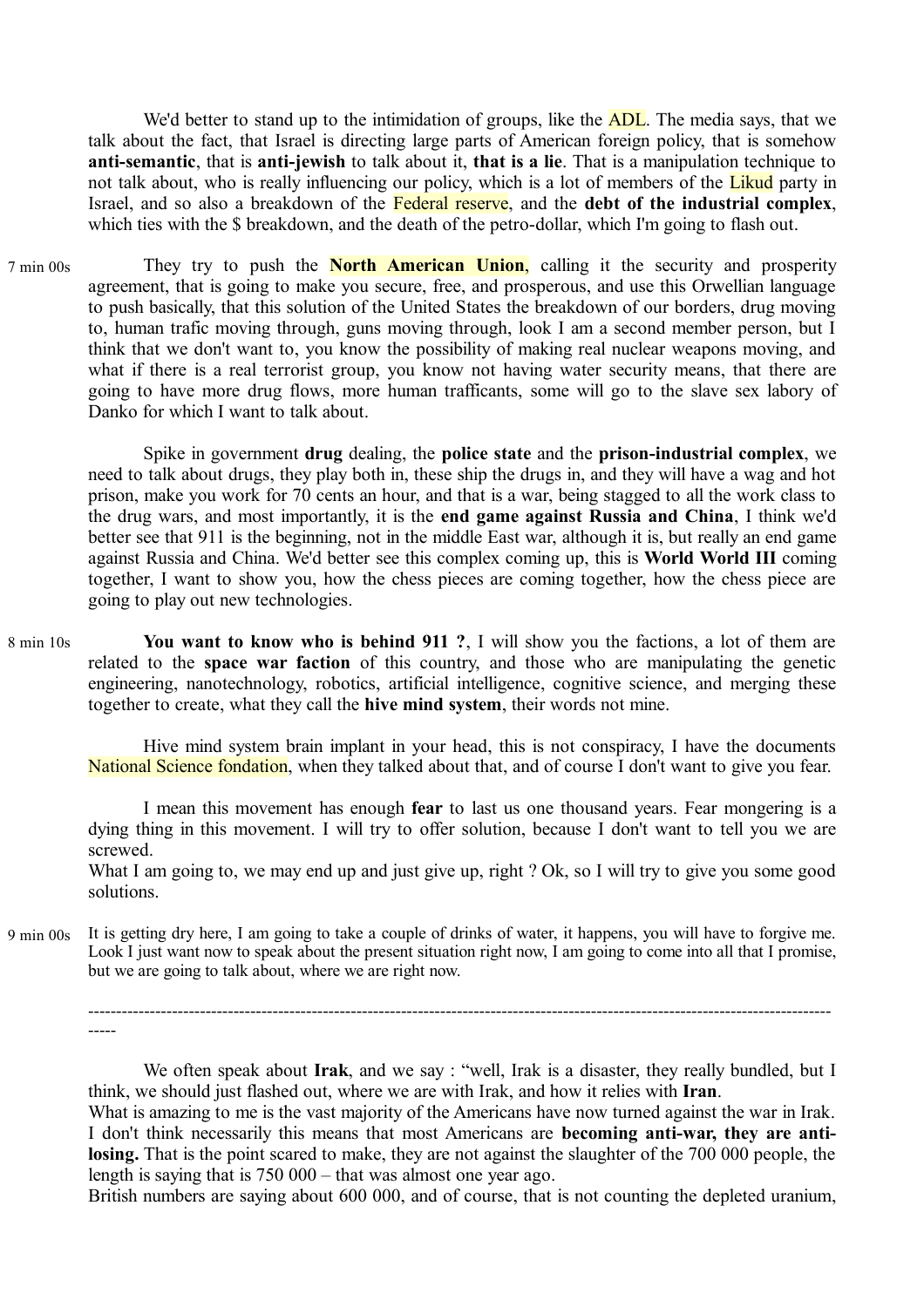We'd better to stand up to the intimidation of groups, like the ADL. The media says, that we talk about the fact, that Israel is directing large parts of American foreign policy, that is somehow **anti-semantic**, that is **anti-jewish** to talk about it, **that is a lie**. That is a manipulation technique to not talk about, who is really influencing our policy, which is a lot of members of the Likud party in Israel, and so also a breakdown of the Federal reserve, and the **debt of the industrial complex**, which ties with the $ breakdown, and the death of the petro-dollar, which I'm going to flash out.

7 min 00s They try to push the **North American Union**, calling it the security and prosperity agreement, that is going to make you secure, free, and prosperous, and use this Orwellian language to push basically, that this solution of the United States the breakdown of our borders, drug moving to, human trafic moving through, guns moving through, look I am a second member person, but I think that we don't want to, you know the possibility of making real nuclear weapons moving, and what if there is a real terrorist group, you know not having water security means, that there are going to have more drug flows, more human trafficants, some will go to the slave sex labory of Danko for which I want to talk about.

Spike in government **drug** dealing, the **police state** and the **prison-industrial complex**, we need to talk about drugs, they play both in, these ship the drugs in, and they will have a wag and hot prison, make you work for 70 cents an hour, and that is a war, being stagged to all the work class to the drug wars, and most importantly, it is the **end game against Russia and China**, I think we'd better see that 911 is the beginning, not in the middle East war, although it is, but really an end game against Russia and China. We'd better see this complex coming up, this is **World World III** coming together, I want to show you, how the chess pieces are coming together, how the chess piece are going to play out new technologies.

8 min 10s **You want to know who is behind 911 ?**, I will show you the factions, a lot of them are related to the **space war faction** of this country, and those who are manipulating the genetic engineering, nanotechnology, robotics, artificial intelligence, cognitive science, and merging these together to create, what they call the **hive mind system**, their words not mine.

Hive mind system brain implant in your head, this is not conspiracy, I have the documents National Science fondation, when they talked about that, and of course I don't want to give you fear.

I mean this movement has enough **fear** to last us one thousand years. Fear mongering is a dying thing in this movement. I will try to offer solution, because I don't want to tell you we are screwed.
What I am going to, we may end up and just give up, right ? Ok, so I will try to give you some good solutions.

9 min 00s It is getting dry here, I am going to take a couple of drinks of water, it happens, you will have to forgive me. Look I just want now to speak about the present situation right now, I am going to come into all that I promise, but we are going to talk about, where we are right now.

-----------------------------------------------------------------------------------------------------------------------------------------

We often speak about **Irak**, and we say : "well, Irak is a disaster, they really bundled, but I think, we should just flashed out, where we are with Irak, and how it relies with **Iran**.
What is amazing to me is the vast majority of the Americans have now turned against the war in Irak. I don't think necessarily this means that most Americans are **becoming anti-war, they are anti-losing.** That is the point scared to make, they are not against the slaughter of the 700 000 people, the length is saying that is 750 000 – that was almost one year ago.
British numbers are saying about 600 000, and of course, that is not counting the depleted uranium,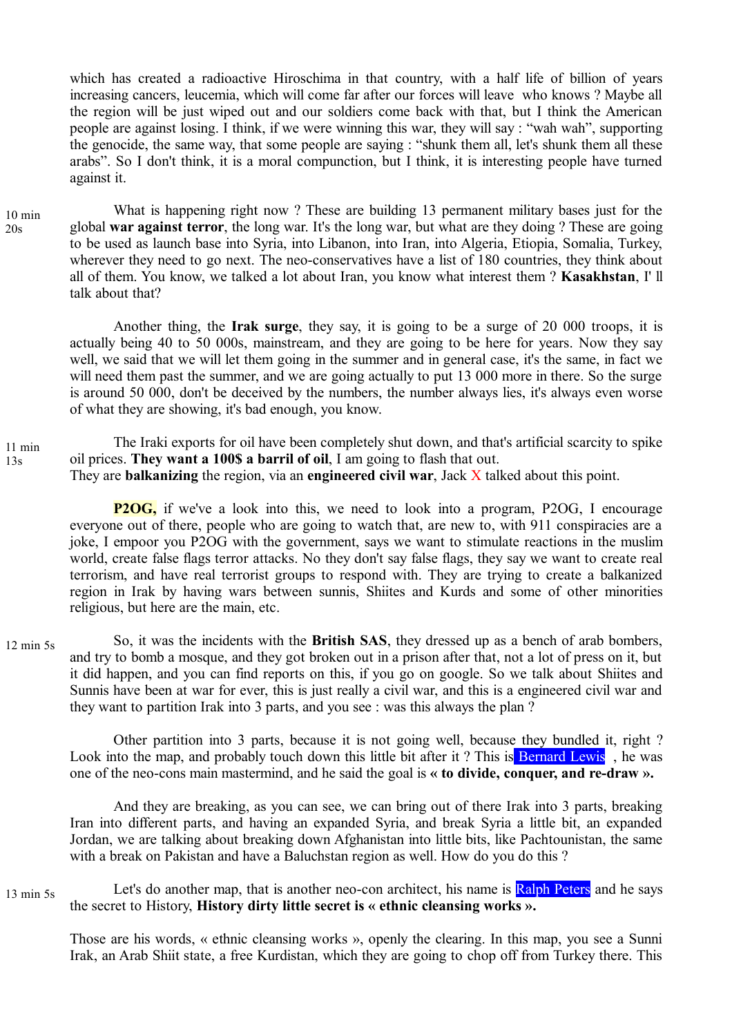which has created a radioactive Hiroschima in that country, with a half life of billion of years increasing cancers, leucemia, which will come far after our forces will leave who knows ? Maybe all the region will be just wiped out and our soldiers come back with that, but I think the American people are against losing. I think, if we were winning this war, they will say : “wah wah”, supporting the genocide, the same way, that some people are saying : “shunk them all, let's shunk them all these arabs”. So I don't think, it is a moral compunction, but I think, it is interesting people have turned against it.

10 min 20s

What is happening right now ? These are building 13 permanent military bases just for the global **war against terror**, the long war. It's the long war, but what are they doing ? These are going to be used as launch base into Syria, into Libanon, into Iran, into Algeria, Etiopia, Somalia, Turkey, wherever they need to go next. The neo-conservatives have a list of 180 countries, they think about all of them. You know, we talked a lot about Iran, you know what interest them ? **Kasakhstan**, I' ll talk about that?

Another thing, the **Irak surge**, they say, it is going to be a surge of 20 000 troops, it is actually being 40 to 50 000s, mainstream, and they are going to be here for years. Now they say well, we said that we will let them going in the summer and in general case, it's the same, in fact we will need them past the summer, and we are going actually to put 13 000 more in there. So the surge is around 50 000, don't be deceived by the numbers, the number always lies, it's always even worse of what they are showing, it's bad enough, you know.

11 min 13s

The Iraki exports for oil have been completely shut down, and that's artificial scarcity to spike oil prices. **They want a 100$ a barril of oil**, I am going to flash that out.
They are **balkanizing** the region, via an **engineered civil war**, Jack X talked about this point.

**P2OG,** if we've a look into this, we need to look into a program, P2OG, I encourage everyone out of there, people who are going to watch that, are new to, with 911 conspiracies are a joke, I empoor you P2OG with the government, says we want to stimulate reactions in the muslim world, create false flags terror attacks. No they don't say false flags, they say we want to create real terrorism, and have real terrorist groups to respond with. They are trying to create a balkanized region in Irak by having wars between sunnis, Shiites and Kurds and some of other minorities religious, but here are the main, etc.

12 min 5s

So, it was the incidents with the **British SAS**, they dressed up as a bench of arab bombers, and try to bomb a mosque, and they got broken out in a prison after that, not a lot of press on it, but it did happen, and you can find reports on this, if you go on google. So we talk about Shiites and Sunnis have been at war for ever, this is just really a civil war, and this is a engineered civil war and they want to partition Irak into 3 parts, and you see : was this always the plan ?

Other partition into 3 parts, because it is not going well, because they bundled it, right ? Look into the map, and probably touch down this little bit after it ? This is Bernard Lewis , he was one of the neo-cons main mastermind, and he said the goal is **« to divide, conquer, and re-draw ».**

And they are breaking, as you can see, we can bring out of there Irak into 3 parts, breaking Iran into different parts, and having an expanded Syria, and break Syria a little bit, an expanded Jordan, we are talking about breaking down Afghanistan into little bits, like Pachtounistan, the same with a break on Pakistan and have a Baluchstan region as well. How do you do this ?

13 min 5s

Let's do another map, that is another neo-con architect, his name is Ralph Peters and he says the secret to History, **History dirty little secret is « ethnic cleansing works ».**

Those are his words, « ethnic cleansing works », openly the clearing. In this map, you see a Sunni Irak, an Arab Shiit state, a free Kurdistan, which they are going to chop off from Turkey there. This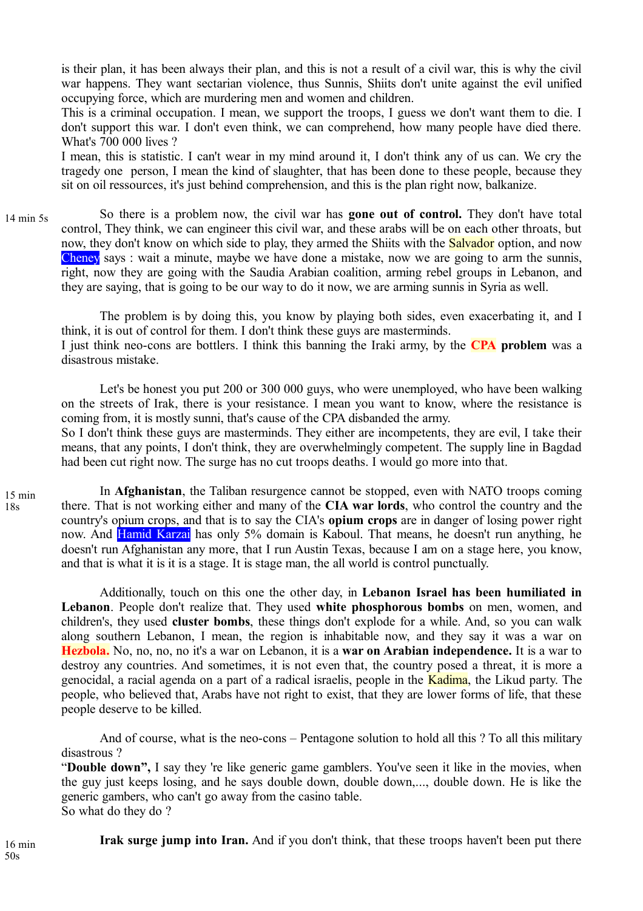is their plan, it has been always their plan, and this is not a result of a civil war, this is why the civil war happens. They want sectarian violence, thus Sunnis, Shiits don't unite against the evil unified occupying force, which are murdering men and women and children.
This is a criminal occupation. I mean, we support the troops, I guess we don't want them to die. I don't support this war. I don't even think, we can comprehend, how many people have died there. What's 700 000 lives ?
I mean, this is statistic. I can't wear in my mind around it, I don't think any of us can. We cry the tragedy one person, I mean the kind of slaughter, that has been done to these people, because they sit on oil ressources, it's just behind comprehension, and this is the plan right now, balkanize.

14 min 5s

So there is a problem now, the civil war has **gone out of control.** They don't have total control, They think, we can engineer this civil war, and these arabs will be on each other throats, but now, they don't know on which side to play, they armed the Shiits with the Salvador option, and now Cheney says : wait a minute, maybe we have done a mistake, now we are going to arm the sunnis, right, now they are going with the Saudia Arabian coalition, arming rebel groups in Lebanon, and they are saying, that is going to be our way to do it now, we are arming sunnis in Syria as well.

The problem is by doing this, you know by playing both sides, even exacerbating it, and I think, it is out of control for them. I don't think these guys are masterminds.
I just think neo-cons are bottlers. I think this banning the Iraki army, by the **CPA problem** was a disastrous mistake.

Let's be honest you put 200 or 300 000 guys, who were unemployed, who have been walking on the streets of Irak, there is your resistance. I mean you want to know, where the resistance is coming from, it is mostly sunni, that's cause of the CPA disbanded the army.
So I don't think these guys are masterminds. They either are incompetents, they are evil, I take their means, that any points, I don't think, they are overwhelmingly competent. The supply line in Bagdad had been cut right now. The surge has no cut troops deaths. I would go more into that.

15 min 18s

In **Afghanistan**, the Taliban resurgence cannot be stopped, even with NATO troops coming there. That is not working either and many of the **CIA war lords**, who control the country and the country's opium crops, and that is to say the CIA's **opium crops** are in danger of losing power right now. And Hamid Karzai has only 5% domain is Kaboul. That means, he doesn't run anything, he doesn't run Afghanistan any more, that I run Austin Texas, because I am on a stage here, you know, and that is what it is it is a stage. It is stage man, the all world is control punctually.

Additionally, touch on this one the other day, in **Lebanon Israel has been humiliated in Lebanon**. People don't realize that. They used **white phosphorous bombs** on men, women, and children's, they used **cluster bombs**, these things don't explode for a while. And, so you can walk along southern Lebanon, I mean, the region is inhabitable now, and they say it was a war on **Hezbola.** No, no, no, no it's a war on Lebanon, it is a **war on Arabian independence.** It is a war to destroy any countries. And sometimes, it is not even that, the country posed a threat, it is more a genocidal, a racial agenda on a part of a radical israelis, people in the Kadima, the Likud party. The people, who believed that, Arabs have not right to exist, that they are lower forms of life, that these people deserve to be killed.

And of course, what is the neo-cons – Pentagone solution to hold all this ? To all this military disastrous ?
"**Double down",** I say they 're like generic game gamblers. You've seen it like in the movies, when the guy just keeps losing, and he says double down, double down,..., double down. He is like the generic gambers, who can't go away from the casino table.
So what do they do ?

16 min 50s

**Irak surge jump into Iran.** And if you don't think, that these troops haven't been put there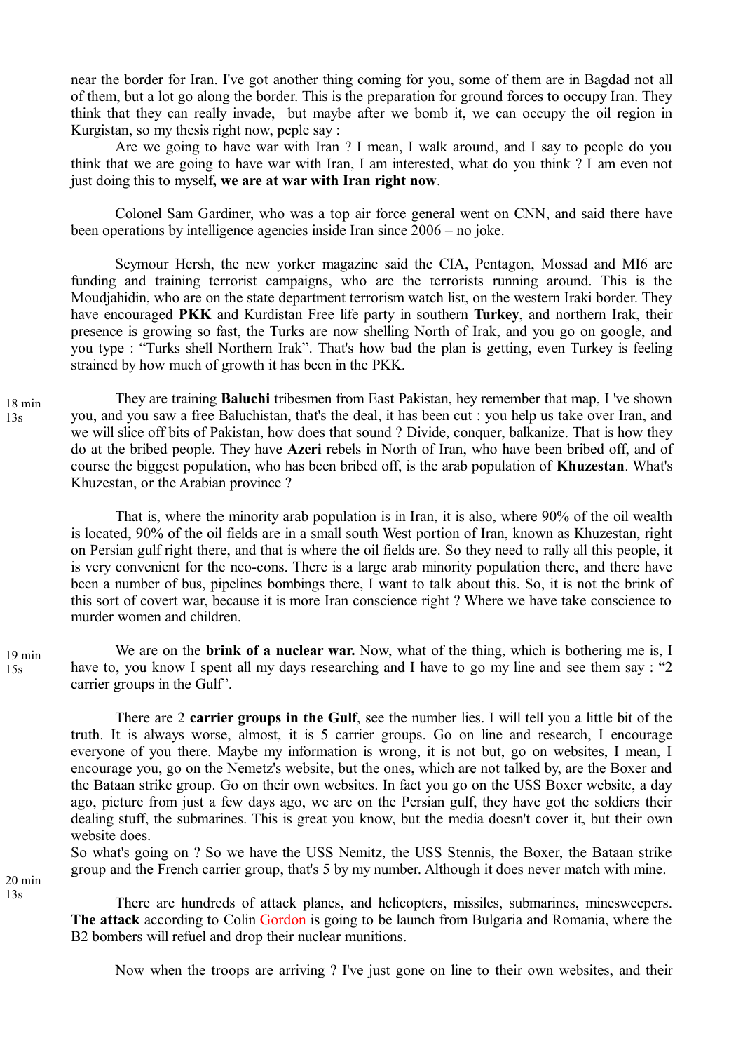near the border for Iran. I've got another thing coming for you, some of them are in Bagdad not all of them, but a lot go along the border. This is the preparation for ground forces to occupy Iran. They think that they can really invade, but maybe after we bomb it, we can occupy the oil region in Kurgistan, so my thesis right now, peple say :

Are we going to have war with Iran ? I mean, I walk around, and I say to people do you think that we are going to have war with Iran, I am interested, what do you think ? I am even not just doing this to myself**, we are at war with Iran right now**.

Colonel Sam Gardiner, who was a top air force general went on CNN, and said there have been operations by intelligence agencies inside Iran since 2006 – no joke.

Seymour Hersh, the new yorker magazine said the CIA, Pentagon, Mossad and MI6 are funding and training terrorist campaigns, who are the terrorists running around. This is the Moudjahidin, who are on the state department terrorism watch list, on the western Iraki border. They have encouraged **PKK** and Kurdistan Free life party in southern **Turkey**, and northern Irak, their presence is growing so fast, the Turks are now shelling North of Irak, and you go on google, and you type : "Turks shell Northern Irak". That's how bad the plan is getting, even Turkey is feeling strained by how much of growth it has been in the PKK.

18 min 13s

They are training **Baluchi** tribesmen from East Pakistan, hey remember that map, I 've shown you, and you saw a free Baluchistan, that's the deal, it has been cut : you help us take over Iran, and we will slice off bits of Pakistan, how does that sound ? Divide, conquer, balkanize. That is how they do at the bribed people. They have **Azeri** rebels in North of Iran, who have been bribed off, and of course the biggest population, who has been bribed off, is the arab population of **Khuzestan**. What's Khuzestan, or the Arabian province ?

That is, where the minority arab population is in Iran, it is also, where 90% of the oil wealth is located, 90% of the oil fields are in a small south West portion of Iran, known as Khuzestan, right on Persian gulf right there, and that is where the oil fields are. So they need to rally all this people, it is very convenient for the neo-cons. There is a large arab minority population there, and there have been a number of bus, pipelines bombings there, I want to talk about this. So, it is not the brink of this sort of covert war, because it is more Iran conscience right ? Where we have take conscience to murder women and children.

19 min 15s

We are on the **brink of a nuclear war.** Now, what of the thing, which is bothering me is, I have to, you know I spent all my days researching and I have to go my line and see them say : "2 carrier groups in the Gulf".

There are 2 **carrier groups in the Gulf**, see the number lies. I will tell you a little bit of the truth. It is always worse, almost, it is 5 carrier groups. Go on line and research, I encourage everyone of you there. Maybe my information is wrong, it is not but, go on websites, I mean, I encourage you, go on the Nemetz's website, but the ones, which are not talked by, are the Boxer and the Bataan strike group. Go on their own websites. In fact you go on the USS Boxer website, a day ago, picture from just a few days ago, we are on the Persian gulf, they have got the soldiers their dealing stuff, the submarines. This is great you know, but the media doesn't cover it, but their own website does.

So what's going on ? So we have the USS Nemitz, the USS Stennis, the Boxer, the Bataan strike group and the French carrier group, that's 5 by my number. Although it does never match with mine.

20 min 13s

There are hundreds of attack planes, and helicopters, missiles, submarines, minesweepers. **The attack** according to Colin Gordon is going to be launch from Bulgaria and Romania, where the B2 bombers will refuel and drop their nuclear munitions.

Now when the troops are arriving ? I've just gone on line to their own websites, and their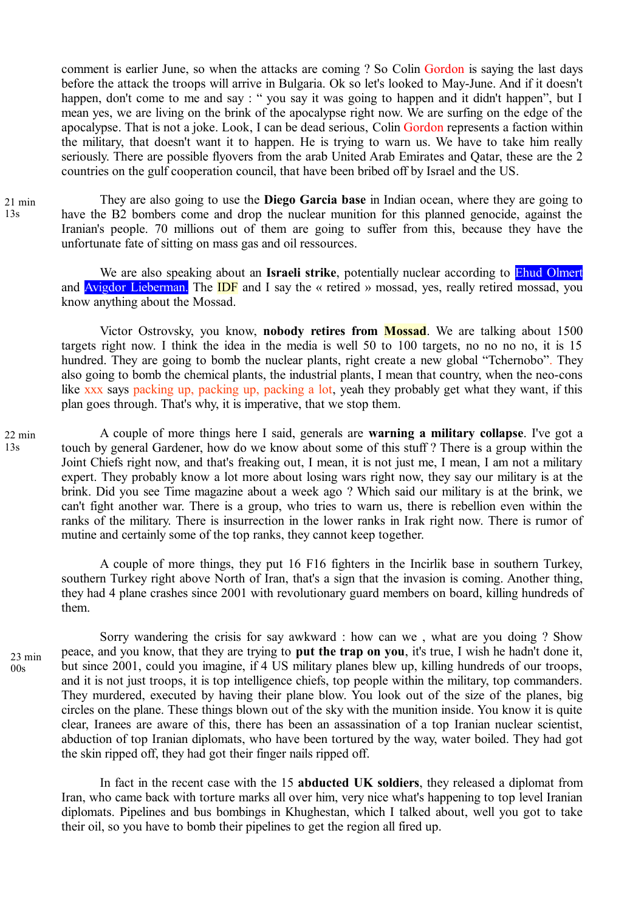comment is earlier June, so when the attacks are coming ? So Colin Gordon is saying the last days before the attack the troops will arrive in Bulgaria. Ok so let's looked to May-June. And if it doesn't happen, don't come to me and say : " you say it was going to happen and it didn't happen", but I mean yes, we are living on the brink of the apocalypse right now. We are surfing on the edge of the apocalypse. That is not a joke. Look, I can be dead serious, Colin Gordon represents a faction within the military, that doesn't want it to happen. He is trying to warn us. We have to take him really seriously. There are possible flyovers from the arab United Arab Emirates and Qatar, these are the 2 countries on the gulf cooperation council, that have been bribed off by Israel and the US.

21 min 13s

They are also going to use the **Diego Garcia base** in Indian ocean, where they are going to have the B2 bombers come and drop the nuclear munition for this planned genocide, against the Iranian's people. 70 millions out of them are going to suffer from this, because they have the unfortunate fate of sitting on mass gas and oil ressources.

We are also speaking about an **Israeli strike**, potentially nuclear according to Ehud Olmert and Avigdor Lieberman. The IDF and I say the « retired » mossad, yes, really retired mossad, you know anything about the Mossad.

Victor Ostrovsky, you know, **nobody retires from Mossad**. We are talking about 1500 targets right now. I think the idea in the media is well 50 to 100 targets, no no no no, it is 15 hundred. They are going to bomb the nuclear plants, right create a new global "Tchernobo". They also going to bomb the chemical plants, the industrial plants, I mean that country, when the neo-cons like xxx says packing up, packing up, packing a lot, yeah they probably get what they want, if this plan goes through. That's why, it is imperative, that we stop them.

22 min 13s

A couple of more things here I said, generals are **warning a military collapse**. I've got a touch by general Gardener, how do we know about some of this stuff ? There is a group within the Joint Chiefs right now, and that's freaking out, I mean, it is not just me, I mean, I am not a military expert. They probably know a lot more about losing wars right now, they say our military is at the brink. Did you see Time magazine about a week ago ? Which said our military is at the brink, we can't fight another war. There is a group, who tries to warn us, there is rebellion even within the ranks of the military. There is insurrection in the lower ranks in Irak right now. There is rumor of mutine and certainly some of the top ranks, they cannot keep together.

A couple of more things, they put 16 F16 fighters in the Incirlik base in southern Turkey, southern Turkey right above North of Iran, that's a sign that the invasion is coming. Another thing, they had 4 plane crashes since 2001 with revolutionary guard members on board, killing hundreds of them.

23 min 00s

Sorry wandering the crisis for say awkward : how can we , what are you doing ? Show peace, and you know, that they are trying to **put the trap on you**, it's true, I wish he hadn't done it, but since 2001, could you imagine, if 4 US military planes blew up, killing hundreds of our troops, and it is not just troops, it is top intelligence chiefs, top people within the military, top commanders. They murdered, executed by having their plane blow. You look out of the size of the planes, big circles on the plane. These things blown out of the sky with the munition inside. You know it is quite clear, Iranees are aware of this, there has been an assassination of a top Iranian nuclear scientist, abduction of top Iranian diplomats, who have been tortured by the way, water boiled. They had got the skin ripped off, they had got their finger nails ripped off.

In fact in the recent case with the 15 **abducted UK soldiers**, they released a diplomat from Iran, who came back with torture marks all over him, very nice what's happening to top level Iranian diplomats. Pipelines and bus bombings in Khughestan, which I talked about, well you got to take their oil, so you have to bomb their pipelines to get the region all fired up.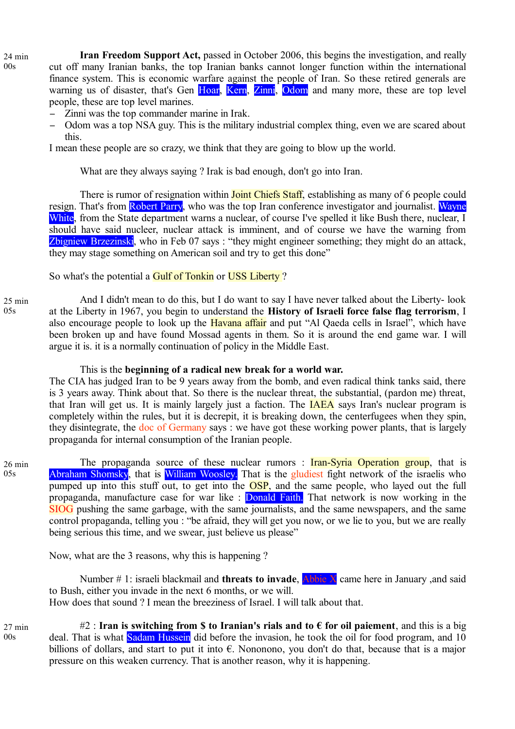24 min 00s

**Iran Freedom Support Act,** passed in October 2006, this begins the investigation, and really cut off many Iranian banks, the top Iranian banks cannot longer function within the international finance system. This is economic warfare against the people of Iran. So these retired generals are warning us of disaster, that's Gen Hoar, Kern, Zinni, Odom and many more, these are top level people, these are top level marines.

- Zinni was the top commander marine in Irak.
- Odom was a top NSA guy. This is the military industrial complex thing, even we are scared about this.

I mean these people are so crazy, we think that they are going to blow up the world.

What are they always saying ? Irak is bad enough, don't go into Iran.

There is rumor of resignation within Joint Chiefs Staff, establishing as many of 6 people could resign. That's from Robert Parry, who was the top Iran conference investigator and journalist. Wayne White, from the State department warns a nuclear, of course I've spelled it like Bush there, nuclear, I should have said nucleer, nuclear attack is imminent, and of course we have the warning from Zbigniew Brzezinski, who in Feb 07 says : "they might engineer something; they might do an attack, they may stage something on American soil and try to get this done"

So what's the potential a Gulf of Tonkin or USS Liberty ?

25 min 05s

And I didn't mean to do this, but I do want to say I have never talked about the Liberty- look at the Liberty in 1967, you begin to understand the **History of Israeli force false flag terrorism**, I also encourage people to look up the Havana affair and put "Al Qaeda cells in Israel", which have been broken up and have found Mossad agents in them. So it is around the end game war. I will argue it is. it is a normally continuation of policy in the Middle East.

This is the **beginning of a radical new break for a world war.**
The CIA has judged Iran to be 9 years away from the bomb, and even radical think tanks said, there is 3 years away. Think about that. So there is the nuclear threat, the substantial, (pardon me) threat, that Iran will get us. It is mainly largely just a faction. The IAEA says Iran's nuclear program is completely within the rules, but it is decrepit, it is breaking down, the centerfugees when they spin, they disintegrate, the doc of Germany says : we have got these working power plants, that is largely propaganda for internal consumption of the Iranian people.

26 min 05s

The propaganda source of these nuclear rumors : Iran-Syria Operation group, that is Abraham Shomsky, that is William Woosley. That is the gludiest fight network of the israelis who pumped up into this stuff out, to get into the OSP, and the same people, who layed out the full propaganda, manufacture case for war like : Donald Faith. That network is now working in the SIOG pushing the same garbage, with the same journalists, and the same newspapers, and the same control propaganda, telling you : "be afraid, they will get you now, or we lie to you, but we are really being serious this time, and we swear, just believe us please"

Now, what are the 3 reasons, why this is happening ?

Number # 1: israeli blackmail and **threats to invade**, Abbie X came here in January ,and said to Bush, either you invade in the next 6 months, or we will.
How does that sound ? I mean the breeziness of Israel. I will talk about that.

27 min 00s

#2 : **Iran is switching from $ to Iranian's rials and to € for oil paiement**, and this is a big deal. That is what Sadam Hussein did before the invasion, he took the oil for food program, and 10 billions of dollars, and start to put it into €. Nononono, you don't do that, because that is a major pressure on this weaken currency. That is another reason, why it is happening.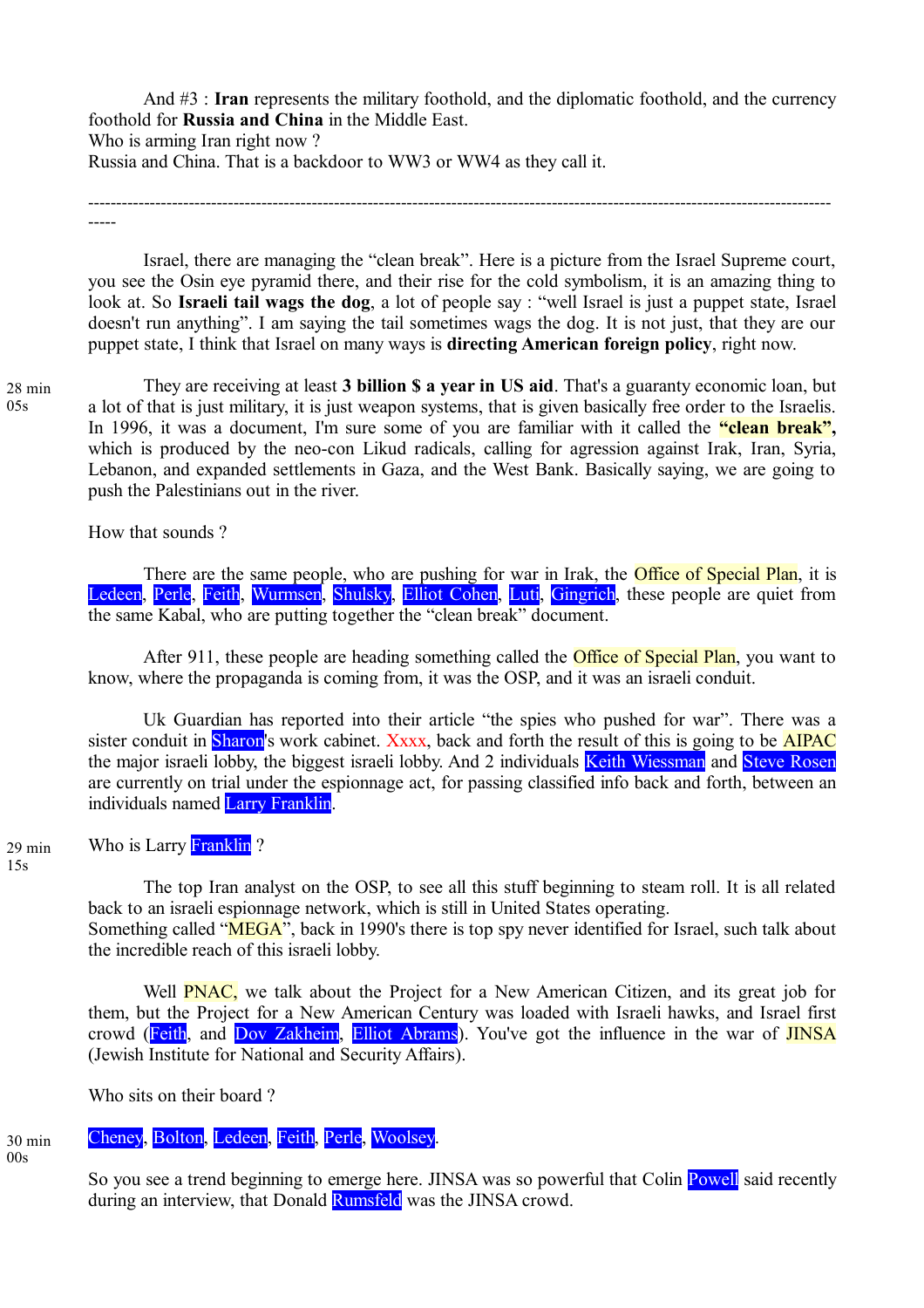And #3 : **Iran** represents the military foothold, and the diplomatic foothold, and the currency foothold for **Russia and China** in the Middle East.
Who is arming Iran right now ?
Russia and China. That is a backdoor to WW3 or WW4 as they call it.

---

Israel, there are managing the "clean break". Here is a picture from the Israel Supreme court, you see the Osin eye pyramid there, and their rise for the cold symbolism, it is an amazing thing to look at. So **Israeli tail wags the dog**, a lot of people say : "well Israel is just a puppet state, Israel doesn't run anything". I am saying the tail sometimes wags the dog. It is not just, that they are our puppet state, I think that Israel on many ways is **directing American foreign policy**, right now.

28 min 05s

They are receiving at least **3 billion $ a year in US aid**. That's a guaranty economic loan, but a lot of that is just military, it is just weapon systems, that is given basically free order to the Israelis. In 1996, it was a document, I'm sure some of you are familiar with it called the **"clean break",** which is produced by the neo-con Likud radicals, calling for agression against Irak, Iran, Syria, Lebanon, and expanded settlements in Gaza, and the West Bank. Basically saying, we are going to push the Palestinians out in the river.

How that sounds ?

There are the same people, who are pushing for war in Irak, the Office of Special Plan, it is Ledeen, Perle, Feith, Wurmsen, Shulsky, Elliot Cohen, Luti, Gingrich, these people are quiet from the same Kabal, who are putting together the "clean break" document.

After 911, these people are heading something called the Office of Special Plan, you want to know, where the propaganda is coming from, it was the OSP, and it was an israeli conduit.

Uk Guardian has reported into their article "the spies who pushed for war". There was a sister conduit in Sharon's work cabinet. Xxxx, back and forth the result of this is going to be AIPAC the major israeli lobby, the biggest israeli lobby. And 2 individuals Keith Wiessman and Steve Rosen are currently on trial under the espionnage act, for passing classified info back and forth, between an individuals named Larry Franklin.

29 min 15s

Who is Larry Franklin ?

The top Iran analyst on the OSP, to see all this stuff beginning to steam roll. It is all related back to an israeli espionnage network, which is still in United States operating.
Something called "MEGA", back in 1990's there is top spy never identified for Israel, such talk about the incredible reach of this israeli lobby.

Well PNAC, we talk about the Project for a New American Citizen, and its great job for them, but the Project for a New American Century was loaded with Israeli hawks, and Israel first crowd (Feith, and Dov Zakheim, Elliot Abrams). You've got the influence in the war of JINSA (Jewish Institute for National and Security Affairs).

Who sits on their board ?

30 min 00s

Cheney, Bolton, Ledeen, Feith, Perle, Woolsey.

So you see a trend beginning to emerge here. JINSA was so powerful that Colin Powell said recently during an interview, that Donald Rumsfeld was the JINSA crowd.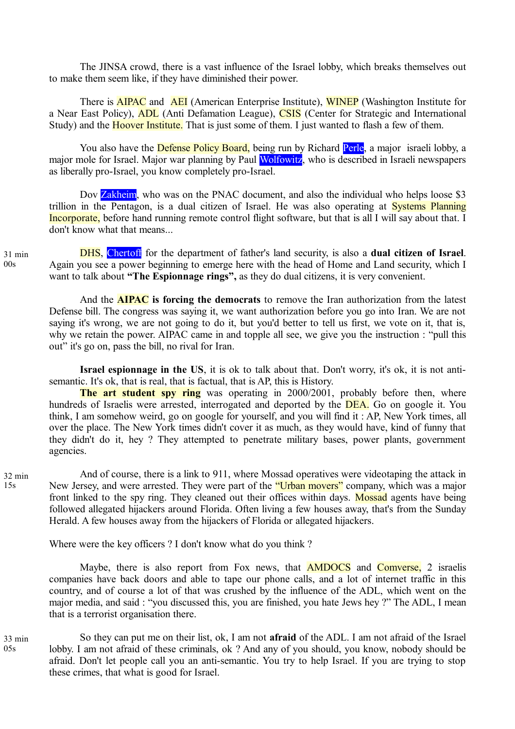The JINSA crowd, there is a vast influence of the Israel lobby, which breaks themselves out to make them seem like, if they have diminished their power.

There is AIPAC and AEI (American Enterprise Institute), WINEP (Washington Institute for a Near East Policy), ADL (Anti Defamation League), CSIS (Center for Strategic and International Study) and the Hoover Institute. That is just some of them. I just wanted to flash a few of them.

You also have the Defense Policy Board, being run by Richard Perle, a major israeli lobby, a major mole for Israel. Major war planning by Paul Wolfowitz, who is described in Israeli newspapers as liberally pro-Israel, you know completely pro-Israel.

Dov Zakheim, who was on the PNAC document, and also the individual who helps loose $3 trillion in the Pentagon, is a dual citizen of Israel. He was also operating at Systems Planning Incorporate, before hand running remote control flight software, but that is all I will say about that. I don't know what that means...

31 min 00s

DHS, Chertoff for the department of father's land security, is also a **dual citizen of Israel**. Again you see a power beginning to emerge here with the head of Home and Land security, which I want to talk about **"The Espionnage rings",** as they do dual citizens, it is very convenient.

And the **AIPAC is forcing the democrats** to remove the Iran authorization from the latest Defense bill. The congress was saying it, we want authorization before you go into Iran. We are not saying it's wrong, we are not going to do it, but you'd better to tell us first, we vote on it, that is, why we retain the power. AIPAC came in and topple all see, we give you the instruction : "pull this out" it's go on, pass the bill, no rival for Iran.

**Israel espionnage in the US**, it is ok to talk about that. Don't worry, it's ok, it is not anti-semantic. It's ok, that is real, that is factual, that is AP, this is History.

**The art student spy ring** was operating in 2000/2001, probably before then, where hundreds of Israelis were arrested, interrogated and deported by the DEA. Go on google it. You think, I am somehow weird, go on google for yourself, and you will find it : AP, New York times, all over the place. The New York times didn't cover it as much, as they would have, kind of funny that they didn't do it, hey ? They attempted to penetrate military bases, power plants, government agencies.

32 min 15s

And of course, there is a link to 911, where Mossad operatives were videotaping the attack in New Jersey, and were arrested. They were part of the "Urban movers" company, which was a major front linked to the spy ring. They cleaned out their offices within days. Mossad agents have being followed allegated hijackers around Florida. Often living a few houses away, that's from the Sunday Herald. A few houses away from the hijackers of Florida or allegated hijackers.

Where were the key officers ? I don't know what do you think ?

Maybe, there is also report from Fox news, that AMDOCS and Comverse, 2 israelis companies have back doors and able to tape our phone calls, and a lot of internet traffic in this country, and of course a lot of that was crushed by the influence of the ADL, which went on the major media, and said : "you discussed this, you are finished, you hate Jews hey ?" The ADL, I mean that is a terrorist organisation there.

33 min 05s

So they can put me on their list, ok, I am not **afraid** of the ADL. I am not afraid of the Israel lobby. I am not afraid of these criminals, ok ? And any of you should, you know, nobody should be afraid. Don't let people call you an anti-semantic. You try to help Israel. If you are trying to stop these crimes, that what is good for Israel.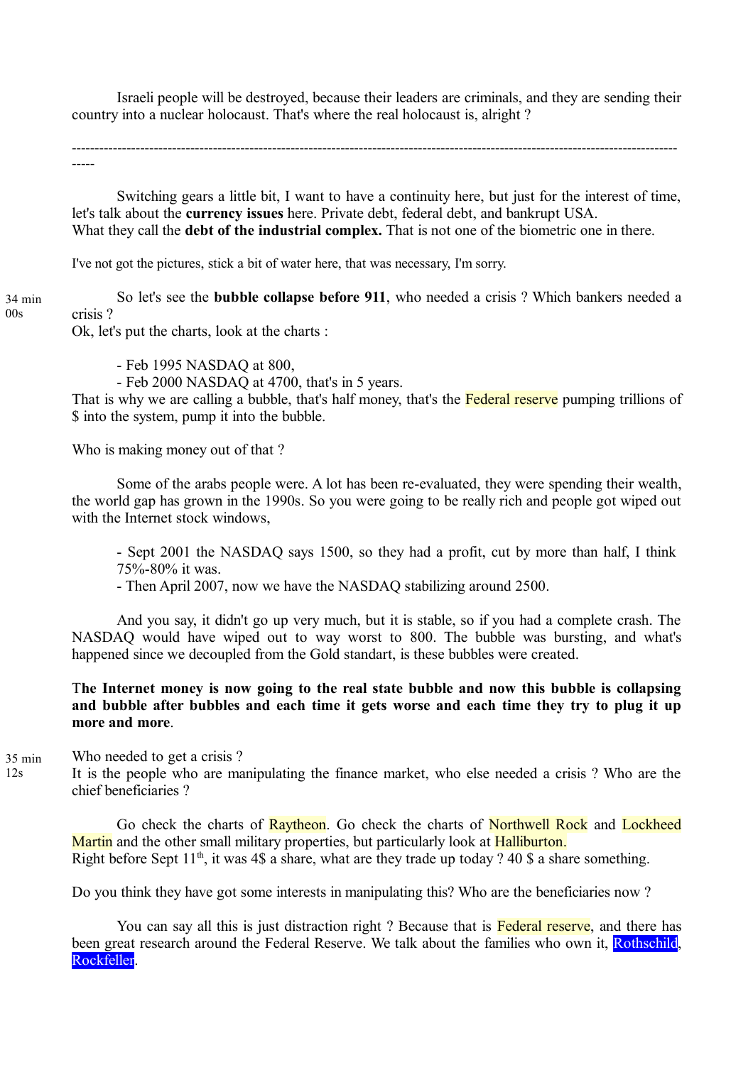Israeli people will be destroyed, because their leaders are criminals, and they are sending their country into a nuclear holocaust. That's where the real holocaust is, alright ?

---

Switching gears a little bit, I want to have a continuity here, but just for the interest of time, let's talk about the **currency issues** here. Private debt, federal debt, and bankrupt USA.
What they call the **debt of the industrial complex.** That is not one of the biometric one in there.

I've not got the pictures, stick a bit of water here, that was necessary, I'm sorry.

34 min 00s

So let's see the **bubble collapse before 911**, who needed a crisis ? Which bankers needed a crisis ?
Ok, let's put the charts, look at the charts :

- Feb 1995 NASDAQ at 800,
- Feb 2000 NASDAQ at 4700, that's in 5 years.

That is why we are calling a bubble, that's half money, that's the Federal reserve pumping trillions of $ into the system, pump it into the bubble.

Who is making money out of that ?

Some of the arabs people were. A lot has been re-evaluated, they were spending their wealth, the world gap has grown in the 1990s. So you were going to be really rich and people got wiped out with the Internet stock windows,

- Sept 2001 the NASDAQ says 1500, so they had a profit, cut by more than half, I think 75%-80% it was.
- Then April 2007, now we have the NASDAQ stabilizing around 2500.

And you say, it didn't go up very much, but it is stable, so if you had a complete crash. The NASDAQ would have wiped out to way worst to 800. The bubble was bursting, and what's happened since we decoupled from the Gold standart, is these bubbles were created.

**The Internet money is now going to the real state bubble and now this bubble is collapsing and bubble after bubbles and each time it gets worse and each time they try to plug it up more and more**.

35 min 12s

Who needed to get a crisis ?
It is the people who are manipulating the finance market, who else needed a crisis ? Who are the chief beneficiaries ?

Go check the charts of Raytheon. Go check the charts of Northwell Rock and Lockheed Martin and the other small military properties, but particularly look at Halliburton.
Right before Sept 11th, it was 4$ a share, what are they trade up today ? 40 $ a share something.

Do you think they have got some interests in manipulating this? Who are the beneficiaries now ?

You can say all this is just distraction right ? Because that is Federal reserve, and there has been great research around the Federal Reserve. We talk about the families who own it, Rothschild, Rockfeller.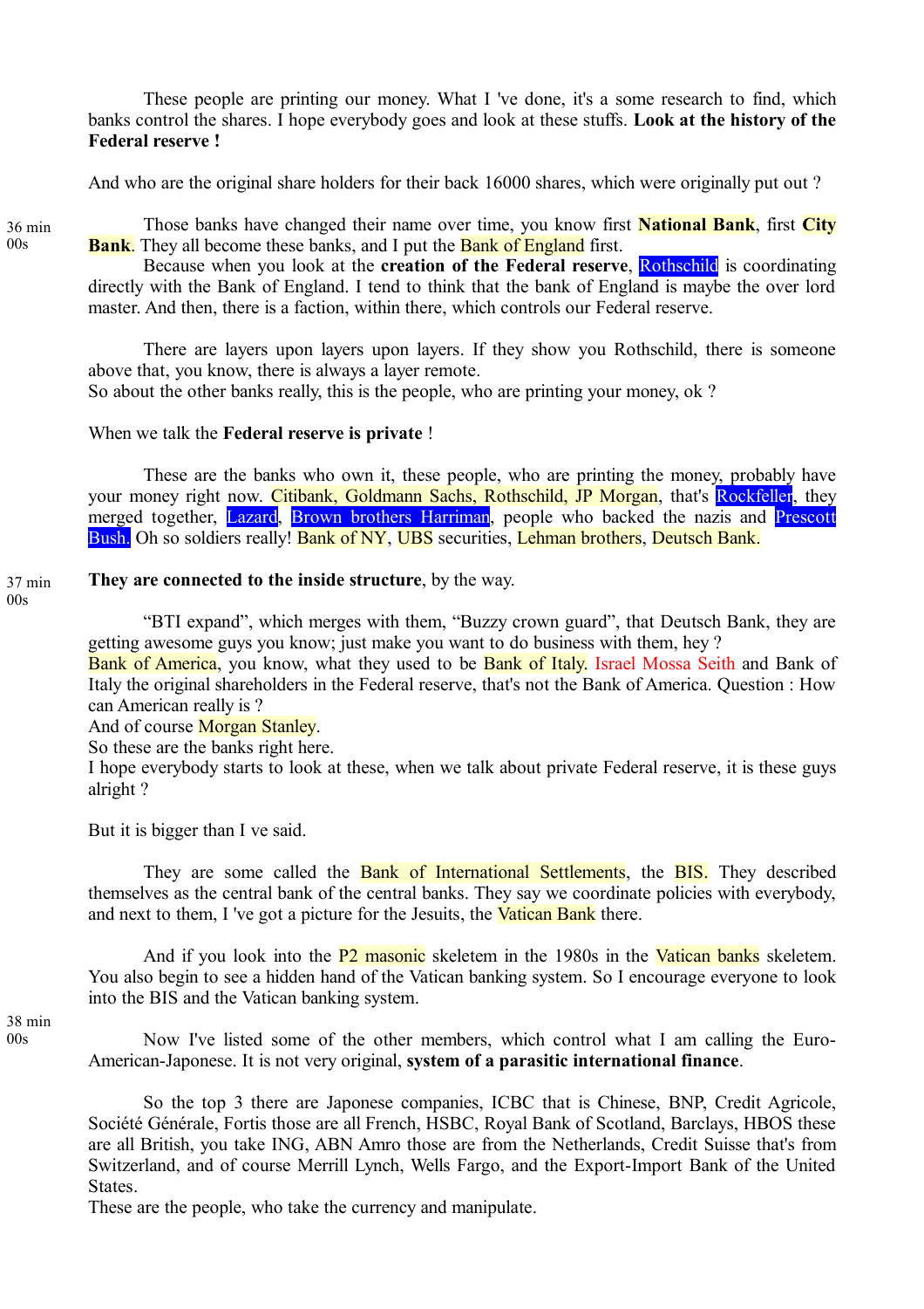These people are printing our money. What I 've done, it's a some research to find, which banks control the shares. I hope everybody goes and look at these stuffs. **Look at the history of the Federal reserve !**

And who are the original share holders for their back 16000 shares, which were originally put out ?

36 min 00s

Those banks have changed their name over time, you know first **National Bank**, first **City Bank**. They all become these banks, and I put the Bank of England first.

Because when you look at the **creation of the Federal reserve**, Rothschild is coordinating directly with the Bank of England. I tend to think that the bank of England is maybe the over lord master. And then, there is a faction, within there, which controls our Federal reserve.

There are layers upon layers upon layers. If they show you Rothschild, there is someone above that, you know, there is always a layer remote.
So about the other banks really, this is the people, who are printing your money, ok ?

When we talk the **Federal reserve is private** !

These are the banks who own it, these people, who are printing the money, probably have your money right now. Citibank, Goldmann Sachs, Rothschild, JP Morgan, that's Rockfeller, they merged together, Lazard, Brown brothers Harriman, people who backed the nazis and Prescott Bush. Oh so soldiers really! Bank of NY, UBS securities, Lehman brothers, Deutsch Bank.

37 min 00s

**They are connected to the inside structure**, by the way.

“BTI expand”, which merges with them, “Buzzy crown guard”, that Deutsch Bank, they are getting awesome guys you know; just make you want to do business with them, hey ?
Bank of America, you know, what they used to be Bank of Italy. Israel Mossa Seith and Bank of Italy the original shareholders in the Federal reserve, that's not the Bank of America. Question : How can American really is ?
And of course Morgan Stanley.
So these are the banks right here.
I hope everybody starts to look at these, when we talk about private Federal reserve, it is these guys alright ?

But it is bigger than I ve said.

They are some called the Bank of International Settlements, the BIS. They described themselves as the central bank of the central banks. They say we coordinate policies with everybody, and next to them, I 've got a picture for the Jesuits, the Vatican Bank there.

And if you look into the P2 masonic skeletem in the 1980s in the Vatican banks skeletem. You also begin to see a hidden hand of the Vatican banking system. So I encourage everyone to look into the BIS and the Vatican banking system.

38 min 00s

Now I've listed some of the other members, which control what I am calling the Euro-American-Japonese. It is not very original, **system of a parasitic international finance**.

So the top 3 there are Japonese companies, ICBC that is Chinese, BNP, Credit Agricole, Société Générale, Fortis those are all French, HSBC, Royal Bank of Scotland, Barclays, HBOS these are all British, you take ING, ABN Amro those are from the Netherlands, Credit Suisse that's from Switzerland, and of course Merrill Lynch, Wells Fargo, and the Export-Import Bank of the United States.
These are the people, who take the currency and manipulate.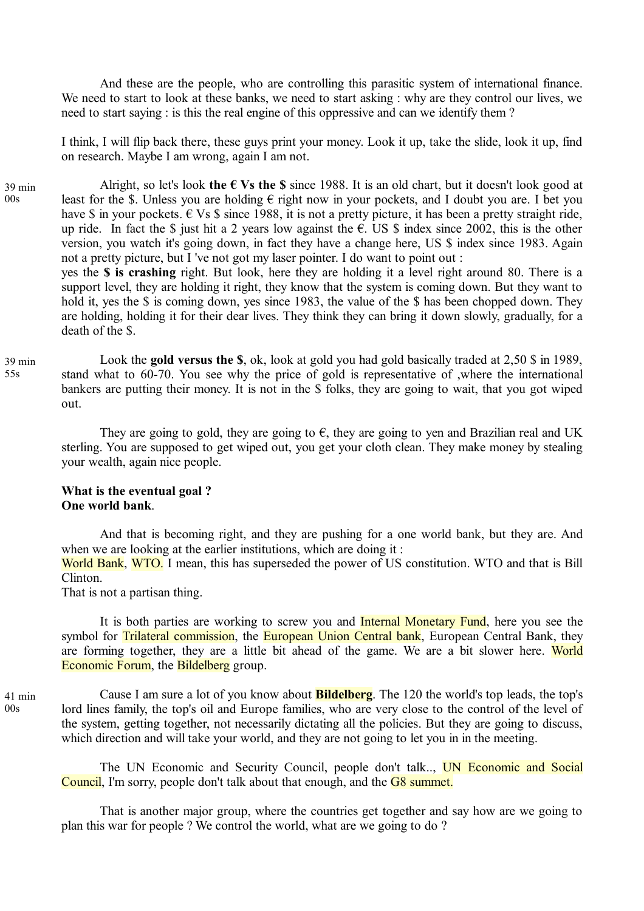And these are the people, who are controlling this parasitic system of international finance. We need to start to look at these banks, we need to start asking : why are they control our lives, we need to start saying : is this the real engine of this oppressive and can we identify them ?

I think, I will flip back there, these guys print your money. Look it up, take the slide, look it up, find on research. Maybe I am wrong, again I am not.

39 min 00s

Alright, so let's look **the € Vs the $** since 1988. It is an old chart, but it doesn't look good at least for the $. Unless you are holding € right now in your pockets, and I doubt you are. I bet you have $ in your pockets. € Vs $ since 1988, it is not a pretty picture, it has been a pretty straight ride, up ride. In fact the $ just hit a 2 years low against the €. US $ index since 2002, this is the other version, you watch it's going down, in fact they have a change here, US $ index since 1983. Again not a pretty picture, but I 've not got my laser pointer. I do want to point out :
yes the **$ is crashing** right. But look, here they are holding it a level right around 80. There is a support level, they are holding it right, they know that the system is coming down. But they want to hold it, yes the $ is coming down, yes since 1983, the value of the $ has been chopped down. They are holding, holding it for their dear lives. They think they can bring it down slowly, gradually, for a death of the $.

39 min 55s

Look the **gold versus the $**, ok, look at gold you had gold basically traded at 2,50 $ in 1989, stand what to 60-70. You see why the price of gold is representative of ,where the international bankers are putting their money. It is not in the $ folks, they are going to wait, that you got wiped out.

They are going to gold, they are going to €, they are going to yen and Brazilian real and UK sterling. You are supposed to get wiped out, you get your cloth clean. They make money by stealing your wealth, again nice people.

**What is the eventual goal ?**
**One world bank**.

And that is becoming right, and they are pushing for a one world bank, but they are. And when we are looking at the earlier institutions, which are doing it :
World Bank, WTO. I mean, this has superseded the power of US constitution. WTO and that is Bill Clinton.
That is not a partisan thing.

It is both parties are working to screw you and Internal Monetary Fund, here you see the symbol for Trilateral commission, the European Union Central bank, European Central Bank, they are forming together, they are a little bit ahead of the game. We are a bit slower here. World Economic Forum, the Bildelberg group.

41 min 00s

Cause I am sure a lot of you know about **Bildelberg**. The 120 the world's top leads, the top's lord lines family, the top's oil and Europe families, who are very close to the control of the level of the system, getting together, not necessarily dictating all the policies. But they are going to discuss, which direction and will take your world, and they are not going to let you in in the meeting.

The UN Economic and Security Council, people don't talk..., UN Economic and Social Council, I'm sorry, people don't talk about that enough, and the G8 summet.

That is another major group, where the countries get together and say how are we going to plan this war for people ? We control the world, what are we going to do ?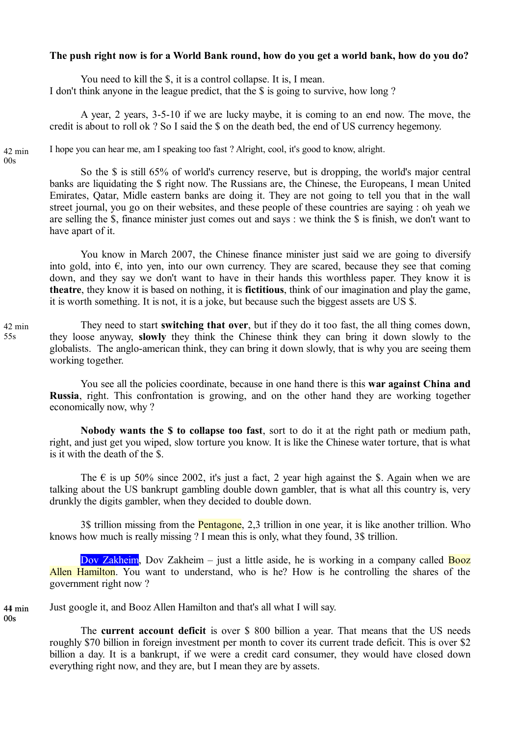**The push right now is for a World Bank round, how do you get a world bank, how do you do?**

You need to kill the $, it is a control collapse. It is, I mean.
I don't think anyone in the league predict, that the $ is going to survive, how long ?

A year, 2 years, 3-5-10 if we are lucky maybe, it is coming to an end now. The move, the credit is about to roll ok ? So I said the $ on the death bed, the end of US currency hegemony.

42 min 00s

I hope you can hear me, am I speaking too fast ? Alright, cool, it's good to know, alright.

So the $ is still 65% of world's currency reserve, but is dropping, the world's major central banks are liquidating the $ right now. The Russians are, the Chinese, the Europeans, I mean United Emirates, Qatar, Midle eastern banks are doing it. They are not going to tell you that in the wall street journal, you go on their websites, and these people of these countries are saying : oh yeah we are selling the $, finance minister just comes out and says : we think the $ is finish, we don't want to have apart of it.

You know in March 2007, the Chinese finance minister just said we are going to diversify into gold, into €, into yen, into our own currency. They are scared, because they see that coming down, and they say we don't want to have in their hands this worthless paper. They know it is **theatre**, they know it is based on nothing, it is **fictitious**, think of our imagination and play the game, it is worth something. It is not, it is a joke, but because such the biggest assets are US $.

42 min 55s

They need to start **switching that over**, but if they do it too fast, the all thing comes down, they loose anyway, **slowly** they think the Chinese think they can bring it down slowly to the globalists. The anglo-american think, they can bring it down slowly, that is why you are seeing them working together.

You see all the policies coordinate, because in one hand there is this **war against China and Russia**, right. This confrontation is growing, and on the other hand they are working together economically now, why ?

**Nobody wants the $ to collapse too fast**, sort to do it at the right path or medium path, right, and just get you wiped, slow torture you know. It is like the Chinese water torture, that is what is it with the death of the $.

The € is up 50% since 2002, it's just a fact, 2 year high against the $. Again when we are talking about the US bankrupt gambling double down gambler, that is what all this country is, very drunkly the digits gambler, when they decided to double down.

3$ trillion missing from the Pentagone, 2,3 trillion in one year, it is like another trillion. Who knows how much is really missing ? I mean this is only, what they found, 3$ trillion.

Dov Zakheim, Dov Zakheim – just a little aside, he is working in a company called Booz Allen Hamilton. You want to understand, who is he? How is he controlling the shares of the government right now ?

44 min 00s

Just google it, and Booz Allen Hamilton and that's all what I will say.

The **current account deficit** is over $ 800 billion a year. That means that the US needs roughly $70 billion in foreign investment per month to cover its current trade deficit. This is over $2 billion a day. It is a bankrupt, if we were a credit card consumer, they would have closed down everything right now, and they are, but I mean they are by assets.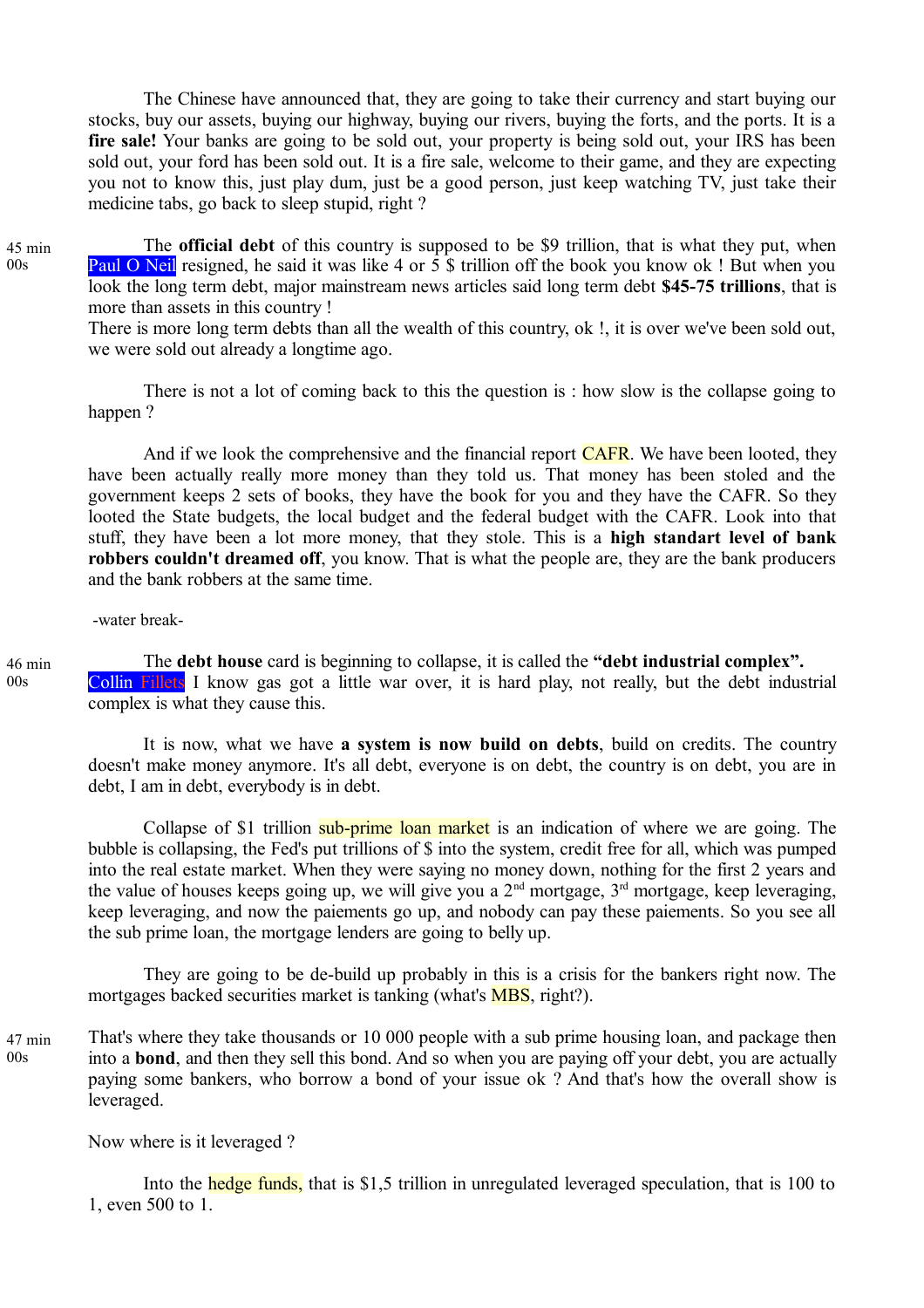The Chinese have announced that, they are going to take their currency and start buying our stocks, buy our assets, buying our highway, buying our rivers, buying the forts, and the ports. It is a **fire sale!** Your banks are going to be sold out, your property is being sold out, your IRS has been sold out, your ford has been sold out. It is a fire sale, welcome to their game, and they are expecting you not to know this, just play dum, just be a good person, just keep watching TV, just take their medicine tabs, go back to sleep stupid, right ?

45 min 00s

The **official debt** of this country is supposed to be $9 trillion, that is what they put, when Paul O Neil resigned, he said it was like 4 or 5 $ trillion off the book you know ok ! But when you look the long term debt, major mainstream news articles said long term debt **$45-75 trillions**, that is more than assets in this country !
There is more long term debts than all the wealth of this country, ok !, it is over we've been sold out, we were sold out already a longtime ago.

There is not a lot of coming back to this the question is : how slow is the collapse going to happen ?

And if we look the comprehensive and the financial report CAFR. We have been looted, they have been actually really more money than they told us. That money has been stoled and the government keeps 2 sets of books, they have the book for you and they have the CAFR. So they looted the State budgets, the local budget and the federal budget with the CAFR. Look into that stuff, they have been a lot more money, that they stole. This is a **high standart level of bank robbers couldn't dreamed off**, you know. That is what the people are, they are the bank producers and the bank robbers at the same time.

-water break-

46 min 00s

The **debt house** card is beginning to collapse, it is called the **"debt industrial complex".** Collin Fillets I know gas got a little war over, it is hard play, not really, but the debt industrial complex is what they cause this.

It is now, what we have **a system is now build on debts**, build on credits. The country doesn't make money anymore. It's all debt, everyone is on debt, the country is on debt, you are in debt, I am in debt, everybody is in debt.

Collapse of $1 trillion sub-prime loan market is an indication of where we are going. The bubble is collapsing, the Fed's put trillions of $ into the system, credit free for all, which was pumped into the real estate market. When they were saying no money down, nothing for the first 2 years and the value of houses keeps going up, we will give you a 2nd mortgage, 3rd mortgage, keep leveraging, keep leveraging, and now the paiements go up, and nobody can pay these paiements. So you see all the sub prime loan, the mortgage lenders are going to belly up.

They are going to be de-build up probably in this is a crisis for the bankers right now. The mortgages backed securities market is tanking (what's MBS, right?).

47 min 00s

That's where they take thousands or 10 000 people with a sub prime housing loan, and package then into a **bond**, and then they sell this bond. And so when you are paying off your debt, you are actually paying some bankers, who borrow a bond of your issue ok ? And that's how the overall show is leveraged.

Now where is it leveraged ?

Into the hedge funds, that is $1,5 trillion in unregulated leveraged speculation, that is 100 to 1, even 500 to 1.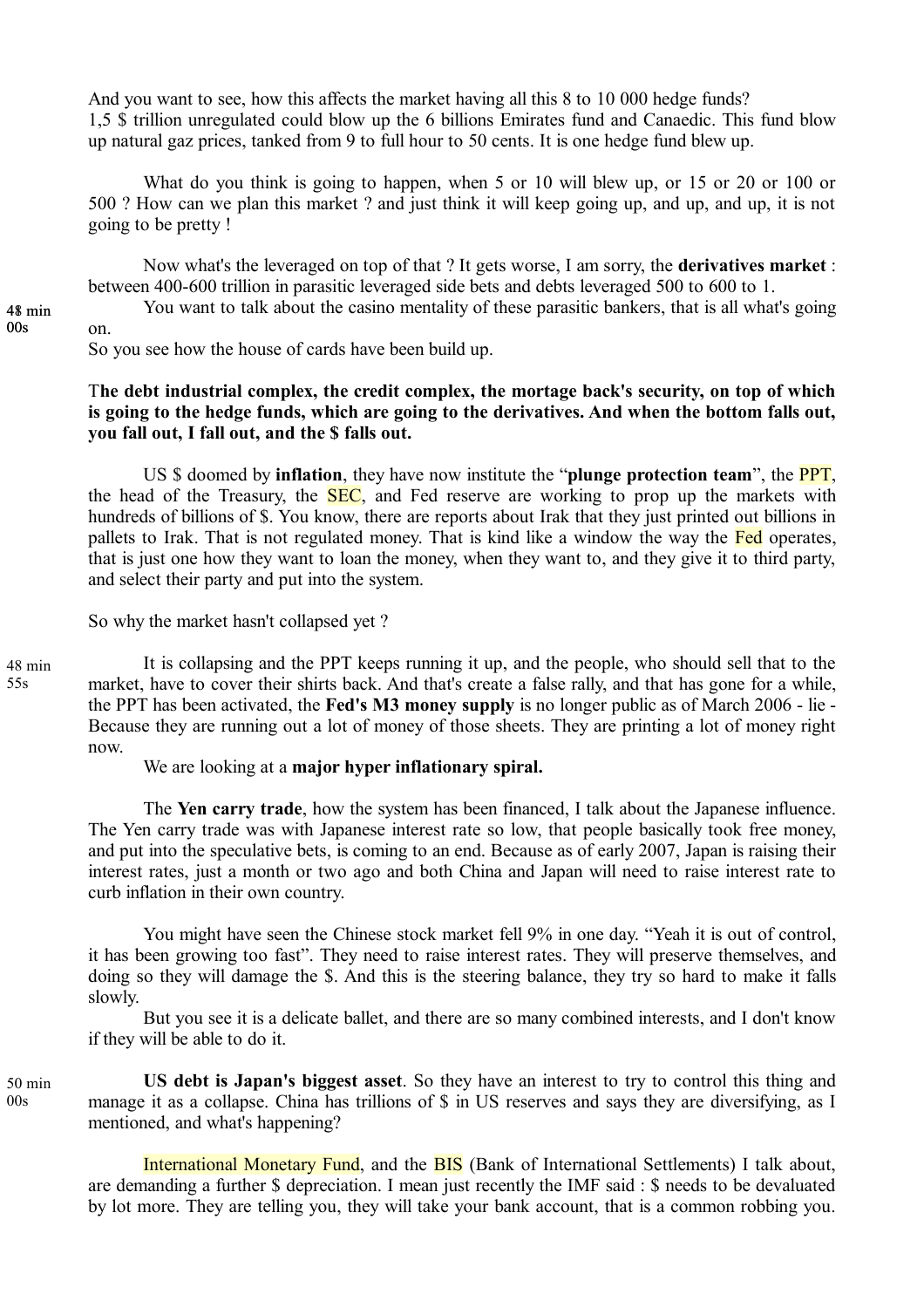And you want to see, how this affects the market having all this 8 to 10 000 hedge funds?
1,5 $ trillion unregulated could blow up the 6 billions Emirates fund and Canaedic. This fund blow up natural gaz prices, tanked from 9 to full hour to 50 cents. It is one hedge fund blew up.

What do you think is going to happen, when 5 or 10 will blew up, or 15 or 20 or 100 or 500 ? How can we plan this market ? and just think it will keep going up, and up, and up, it is not going to be pretty !

Now what's the leveraged on top of that ? It gets worse, I am sorry, the **derivatives market** : between 400-600 trillion in parasitic leveraged side bets and debts leveraged 500 to 600 to 1.

48 min 00s

You want to talk about the casino mentality of these parasitic bankers, that is all what's going on.
So you see how the house of cards have been build up.

**The debt industrial complex, the credit complex, the mortage back's security, on top of which is going to the hedge funds, which are going to the derivatives. And when the bottom falls out, you fall out, I fall out, and the $ falls out.**

US $ doomed by **inflation**, they have now institute the "**plunge protection team**", the PPT, the head of the Treasury, the SEC, and Fed reserve are working to prop up the markets with hundreds of billions of $. You know, there are reports about Irak that they just printed out billions in pallets to Irak. That is not regulated money. That is kind like a window the way the Fed operates, that is just one how they want to loan the money, when they want to, and they give it to third party, and select their party and put into the system.

So why the market hasn't collapsed yet ?

48 min 55s

It is collapsing and the PPT keeps running it up, and the people, who should sell that to the market, have to cover their shirts back. And that's create a false rally, and that has gone for a while, the PPT has been activated, the **Fed's M3 money supply** is no longer public as of March 2006 - lie - Because they are running out a lot of money of those sheets. They are printing a lot of money right now.

We are looking at a **major hyper inflationary spiral.**

The **Yen carry trade**, how the system has been financed, I talk about the Japanese influence. The Yen carry trade was with Japanese interest rate so low, that people basically took free money, and put into the speculative bets, is coming to an end. Because as of early 2007, Japan is raising their interest rates, just a month or two ago and both China and Japan will need to raise interest rate to curb inflation in their own country.

You might have seen the Chinese stock market fell 9% in one day. "Yeah it is out of control, it has been growing too fast". They need to raise interest rates. They will preserve themselves, and doing so they will damage the $. And this is the steering balance, they try so hard to make it falls slowly.

But you see it is a delicate ballet, and there are so many combined interests, and I don't know if they will be able to do it.

50 min 00s

**US debt is Japan's biggest asset**. So they have an interest to try to control this thing and manage it as a collapse. China has trillions of $ in US reserves and says they are diversifying, as I mentioned, and what's happening?

International Monetary Fund, and the BIS (Bank of International Settlements) I talk about, are demanding a further $ depreciation. I mean just recently the IMF said : $ needs to be devaluated by lot more. They are telling you, they will take your bank account, that is a common robbing you.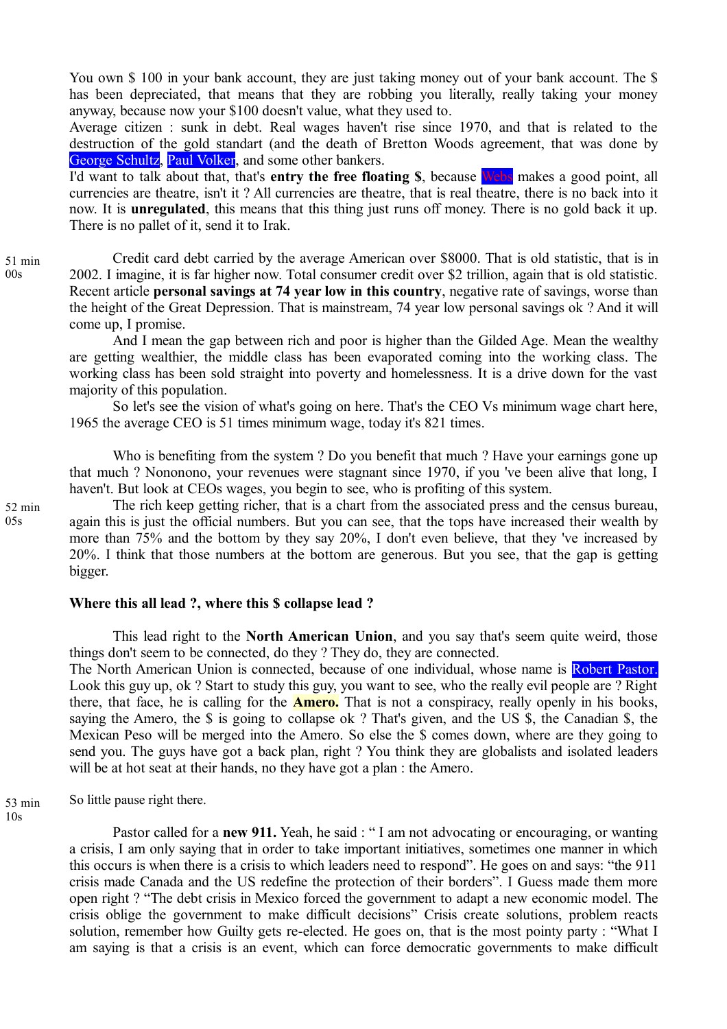You own $ 100 in your bank account, they are just taking money out of your bank account. The $ has been depreciated, that means that they are robbing you literally, really taking your money anyway, because now your $100 doesn't value, what they used to.

Average citizen : sunk in debt. Real wages haven't rise since 1970, and that is related to the destruction of the gold standart (and the death of Bretton Woods agreement, that was done by George Schultz, Paul Volker, and some other bankers.

I'd want to talk about that, that's **entry the free floating $**, because Webs makes a good point, all currencies are theatre, isn't it ? All currencies are theatre, that is real theatre, there is no back into it now. It is **unregulated**, this means that this thing just runs off money. There is no gold back it up. There is no pallet of it, send it to Irak.

51 min 00s

Credit card debt carried by the average American over $8000. That is old statistic, that is in 2002. I imagine, it is far higher now. Total consumer credit over $2 trillion, again that is old statistic. Recent article **personal savings at 74 year low in this country**, negative rate of savings, worse than the height of the Great Depression. That is mainstream, 74 year low personal savings ok ? And it will come up, I promise.

And I mean the gap between rich and poor is higher than the Gilded Age. Mean the wealthy are getting wealthier, the middle class has been evaporated coming into the working class. The working class has been sold straight into poverty and homelessness. It is a drive down for the vast majority of this population.

So let's see the vision of what's going on here. That's the CEO Vs minimum wage chart here, 1965 the average CEO is 51 times minimum wage, today it's 821 times.

Who is benefiting from the system ? Do you benefit that much ? Have your earnings gone up that much ? Nononono, your revenues were stagnant since 1970, if you 've been alive that long, I haven't. But look at CEOs wages, you begin to see, who is profiting of this system.

52 min 05s

The rich keep getting richer, that is a chart from the associated press and the census bureau, again this is just the official numbers. But you can see, that the tops have increased their wealth by more than 75% and the bottom by they say 20%, I don't even believe, that they 've increased by 20%. I think that those numbers at the bottom are generous. But you see, that the gap is getting bigger.

**Where this all lead ?, where this $ collapse lead ?**

This lead right to the **North American Union**, and you say that's seem quite weird, those things don't seem to be connected, do they ? They do, they are connected.

The North American Union is connected, because of one individual, whose name is Robert Pastor. Look this guy up, ok ? Start to study this guy, you want to see, who the really evil people are ? Right there, that face, he is calling for the **Amero.** That is not a conspiracy, really openly in his books, saying the Amero, the $ is going to collapse ok ? That's given, and the US $, the Canadian $, the Mexican Peso will be merged into the Amero. So else the $ comes down, where are they going to send you. The guys have got a back plan, right ? You think they are globalists and isolated leaders will be at hot seat at their hands, no they have got a plan : the Amero.

53 min 10s

So little pause right there.

Pastor called for a **new 911.** Yeah, he said : " I am not advocating or encouraging, or wanting a crisis, I am only saying that in order to take important initiatives, sometimes one manner in which this occurs is when there is a crisis to which leaders need to respond". He goes on and says: "the 911 crisis made Canada and the US redefine the protection of their borders". I Guess made them more open right ? "The debt crisis in Mexico forced the government to adapt a new economic model. The crisis oblige the government to make difficult decisions" Crisis create solutions, problem reacts solution, remember how Guilty gets re-elected. He goes on, that is the most pointy party : "What I am saying is that a crisis is an event, which can force democratic governments to make difficult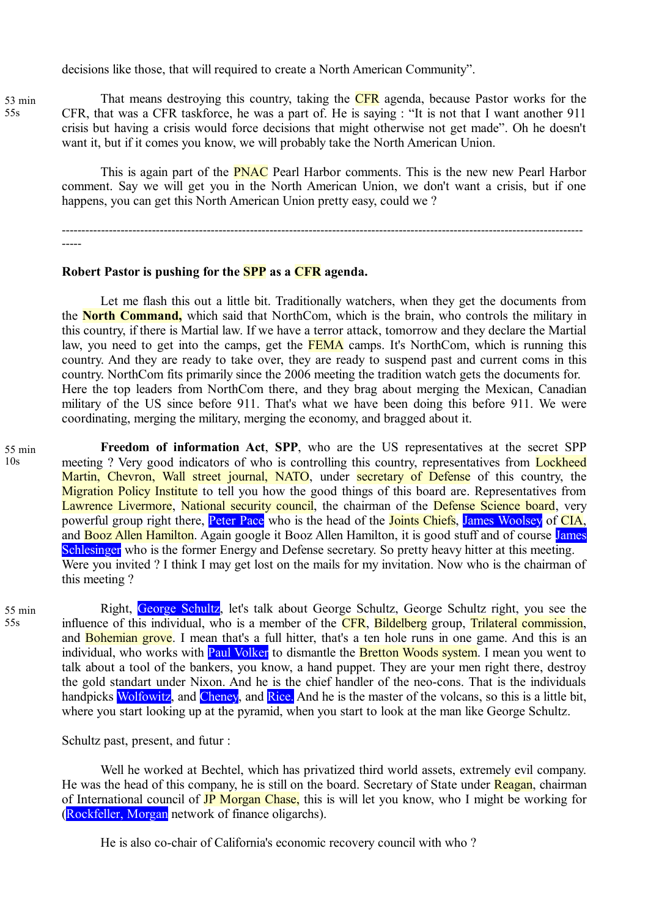decisions like those, that will required to create a North American Community".

53 min 55s

That means destroying this country, taking the CFR agenda, because Pastor works for the CFR, that was a CFR taskforce, he was a part of. He is saying : "It is not that I want another 911 crisis but having a crisis would force decisions that might otherwise not get made". Oh he doesn't want it, but if it comes you know, we will probably take the North American Union.

This is again part of the PNAC Pearl Harbor comments. This is the new new Pearl Harbor comment. Say we will get you in the North American Union, we don't want a crisis, but if one happens, you can get this North American Union pretty easy, could we ?

---

**Robert Pastor is pushing for the SPP as a CFR agenda.**

Let me flash this out a little bit. Traditionally watchers, when they get the documents from the **North Command,** which said that NorthCom, which is the brain, who controls the military in this country, if there is Martial law. If we have a terror attack, tomorrow and they declare the Martial law, you need to get into the camps, get the FEMA camps. It's NorthCom, which is running this country. And they are ready to take over, they are ready to suspend past and current coms in this country. NorthCom fits primarily since the 2006 meeting the tradition watch gets the documents for. Here the top leaders from NorthCom there, and they brag about merging the Mexican, Canadian military of the US since before 911. That's what we have been doing this before 911. We were coordinating, merging the military, merging the economy, and bragged about it.

55 min 10s

**Freedom of information Act**, **SPP**, who are the US representatives at the secret SPP meeting ? Very good indicators of who is controlling this country, representatives from Lockheed Martin, Chevron, Wall street journal, NATO, under secretary of Defense of this country, the Migration Policy Institute to tell you how the good things of this board are. Representatives from Lawrence Livermore, National security council, the chairman of the Defense Science board, very powerful group right there, Peter Pace who is the head of the Joints Chiefs, James Woolsey of CIA, and Booz Allen Hamilton. Again google it Booz Allen Hamilton, it is good stuff and of course James Schlesinger who is the former Energy and Defense secretary. So pretty heavy hitter at this meeting. Were you invited ? I think I may get lost on the mails for my invitation. Now who is the chairman of this meeting ?

55 min 55s

Right, George Schultz, let's talk about George Schultz, George Schultz right, you see the influence of this individual, who is a member of the CFR, Bildelberg group, Trilateral commission, and Bohemian grove. I mean that's a full hitter, that's a ten hole runs in one game. And this is an individual, who works with Paul Volker to dismantle the Bretton Woods system. I mean you went to talk about a tool of the bankers, you know, a hand puppet. They are your men right there, destroy the gold standart under Nixon. And he is the chief handler of the neo-cons. That is the individuals handpicks Wolfowitz, and Cheney, and Rice. And he is the master of the volcans, so this is a little bit, where you start looking up at the pyramid, when you start to look at the man like George Schultz.

Schultz past, present, and futur :

Well he worked at Bechtel, which has privatized third world assets, extremely evil company. He was the head of this company, he is still on the board. Secretary of State under Reagan, chairman of International council of JP Morgan Chase, this is will let you know, who I might be working for (Rockfeller, Morgan network of finance oligarchs).

He is also co-chair of California's economic recovery council with who ?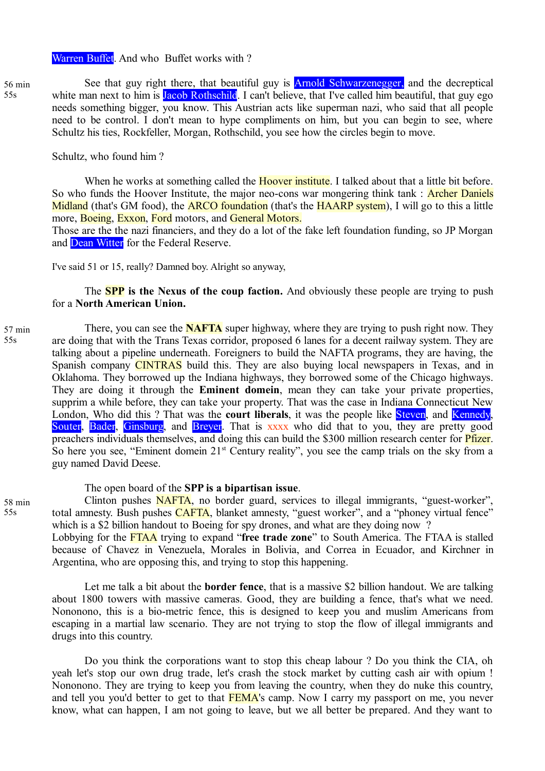Warren Buffet. And who Buffet works with ?

56 min 55s

See that guy right there, that beautiful guy is Arnold Schwarzenegger, and the decreptical white man next to him is Jacob Rothschild. I can't believe, that I've called him beautiful, that guy ego needs something bigger, you know. This Austrian acts like superman nazi, who said that all people need to be control. I don't mean to hype compliments on him, but you can begin to see, where Schultz his ties, Rockfeller, Morgan, Rothschild, you see how the circles begin to move.

Schultz, who found him ?

When he works at something called the Hoover institute. I talked about that a little bit before. So who funds the Hoover Institute, the major neo-cons war mongering think tank : Archer Daniels Midland (that's GM food), the ARCO foundation (that's the HAARP system), I will go to this a little more, Boeing, Exxon, Ford motors, and General Motors.
Those are the the nazi financiers, and they do a lot of the fake left foundation funding, so JP Morgan and Dean Witter for the Federal Reserve.

I've said 51 or 15, really? Damned boy. Alright so anyway,

The **SPP is the Nexus of the coup faction.** And obviously these people are trying to push for a **North American Union.**

57 min 55s

There, you can see the **NAFTA** super highway, where they are trying to push right now. They are doing that with the Trans Texas corridor, proposed 6 lanes for a decent railway system. They are talking about a pipeline underneath. Foreigners to build the NAFTA programs, they are having, the Spanish company CINTRAS build this. They are also buying local newspapers in Texas, and in Oklahoma. They borrowed up the Indiana highways, they borrowed some of the Chicago highways. They are doing it through the **Eminent domein**, mean they can take your private properties, supprim a while before, they can take your property. That was the case in Indiana Connecticut New London, Who did this ? That was the **court liberals**, it was the people like Steven, and Kennedy, Souter, Bader, Ginsburg, and Breyer. That is xxxx who did that to you, they are pretty good preachers individuals themselves, and doing this can build the $300 million research center for Pfizer. So here you see, “Eminent domein 21st Century reality”, you see the camp trials on the sky from a guy named David Deese.

The open board of the **SPP is a bipartisan issue**.

58 min 55s

Clinton pushes NAFTA, no border guard, services to illegal immigrants, “guest-worker”, total amnesty. Bush pushes CAFTA, blanket amnesty, “guest worker”, and a “phoney virtual fence” which is a $2 billion handout to Boeing for spy drones, and what are they doing now ?
Lobbying for the FTAA trying to expand “**free trade zone**” to South America. The FTAA is stalled because of Chavez in Venezuela, Morales in Bolivia, and Correa in Ecuador, and Kirchner in Argentina, who are opposing this, and trying to stop this happening.

Let me talk a bit about the **border fence**, that is a massive $2 billion handout. We are talking about 1800 towers with massive cameras. Good, they are building a fence, that's what we need. Nononono, this is a bio-metric fence, this is designed to keep you and muslim Americans from escaping in a martial law scenario. They are not trying to stop the flow of illegal immigrants and drugs into this country.

Do you think the corporations want to stop this cheap labour ? Do you think the CIA, oh yeah let's stop our own drug trade, let's crash the stock market by cutting cash air with opium ! Nononono. They are trying to keep you from leaving the country, when they do nuke this country, and tell you you'd better to get to that FEMA's camp. Now I carry my passport on me, you never know, what can happen, I am not going to leave, but we all better be prepared. And they want to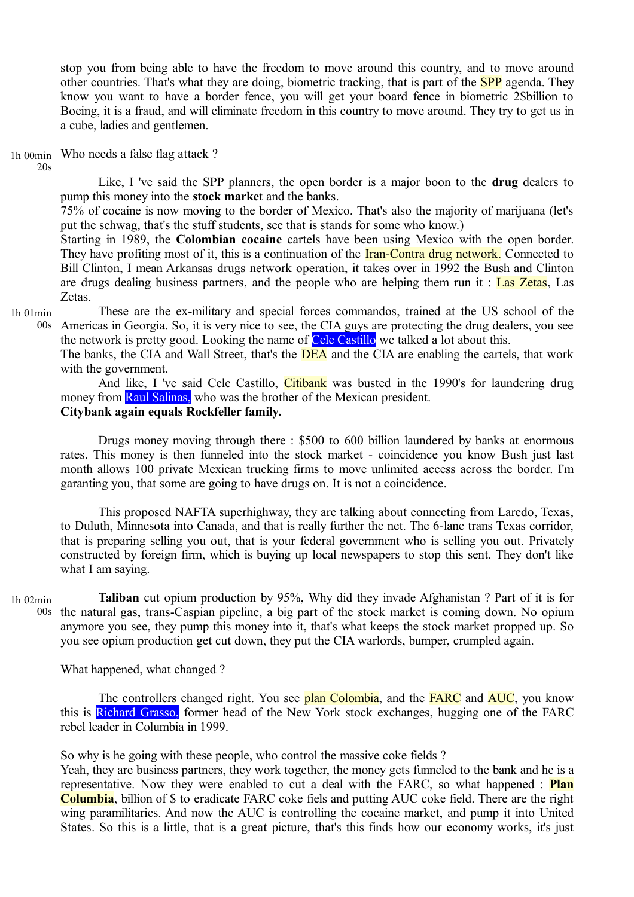stop you from being able to have the freedom to move around this country, and to move around other countries. That's what they are doing, biometric tracking, that is part of the SPP agenda. They know you want to have a border fence, you will get your board fence in biometric 2$billion to Boeing, it is a fraud, and will eliminate freedom in this country to move around. They try to get us in a cube, ladies and gentlemen.

1h 00min 20s Who needs a false flag attack ?

Like, I 've said the SPP planners, the open border is a major boon to the **drug** dealers to pump this money into the **stock marke**t and the banks.

75% of cocaine is now moving to the border of Mexico. That's also the majority of marijuana (let's put the schwag, that's the stuff students, see that is stands for some who know.)

Starting in 1989, the **Colombian cocaine** cartels have been using Mexico with the open border. They have profiting most of it, this is a continuation of the Iran-Contra drug network. Connected to Bill Clinton, I mean Arkansas drugs network operation, it takes over in 1992 the Bush and Clinton are drugs dealing business partners, and the people who are helping them run it : Las Zetas, Las Zetas.

1h 01min 00s These are the ex-military and special forces commandos, trained at the US school of the Americas in Georgia. So, it is very nice to see, the CIA guys are protecting the drug dealers, you see the network is pretty good. Looking the name of Cele Castillo we talked a lot about this.

The banks, the CIA and Wall Street, that's the DEA and the CIA are enabling the cartels, that work with the government.

And like, I 've said Cele Castillo, Citibank was busted in the 1990's for laundering drug money from Raul Salinas, who was the brother of the Mexican president.

**Citybank again equals Rockfeller family.**

Drugs money moving through there : $500 to 600 billion laundered by banks at enormous rates. This money is then funneled into the stock market - coincidence you know Bush just last month allows 100 private Mexican trucking firms to move unlimited access across the border. I'm garanting you, that some are going to have drugs on. It is not a coincidence.

This proposed NAFTA superhighway, they are talking about connecting from Laredo, Texas, to Duluth, Minnesota into Canada, and that is really further the net. The 6-lane trans Texas corridor, that is preparing selling you out, that is your federal government who is selling you out. Privately constructed by foreign firm, which is buying up local newspapers to stop this sent. They don't like what I am saying.

1h 02min 00s **Taliban** cut opium production by 95%, Why did they invade Afghanistan ? Part of it is for the natural gas, trans-Caspian pipeline, a big part of the stock market is coming down. No opium anymore you see, they pump this money into it, that's what keeps the stock market propped up. So you see opium production get cut down, they put the CIA warlords, bumper, crumpled again.

What happened, what changed ?

The controllers changed right. You see plan Colombia, and the FARC and AUC, you know this is Richard Grasso, former head of the New York stock exchanges, hugging one of the FARC rebel leader in Columbia in 1999.

So why is he going with these people, who control the massive coke fields ?

Yeah, they are business partners, they work together, the money gets funneled to the bank and he is a representative. Now they were enabled to cut a deal with the FARC, so what happened : **Plan Columbia**, billion of $ to eradicate FARC coke fiels and putting AUC coke field. There are the right wing paramilitaries. And now the AUC is controlling the cocaine market, and pump it into United States. So this is a little, that is a great picture, that's this finds how our economy works, it's just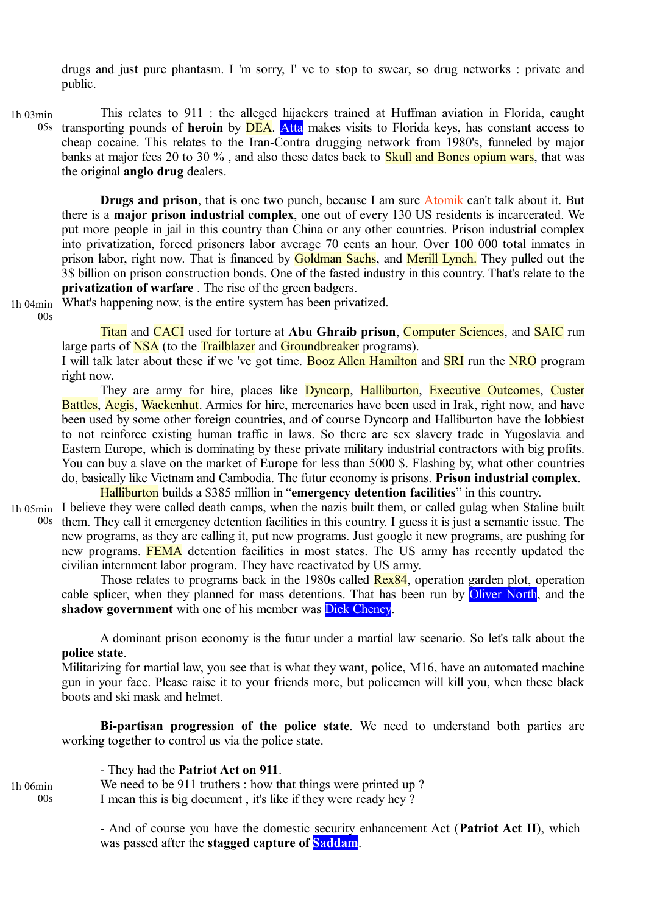drugs and just pure phantasm. I 'm sorry, I' ve to stop to swear, so drug networks : private and public.

1h 03min 05s This relates to 911 : the alleged hijackers trained at Huffman aviation in Florida, caught transporting pounds of **heroin** by DEA. Atta makes visits to Florida keys, has constant access to cheap cocaine. This relates to the Iran-Contra drugging network from 1980's, funneled by major banks at major fees 20 to 30 % , and also these dates back to Skull and Bones opium wars, that was the original **anglo drug** dealers.

**Drugs and prison**, that is one two punch, because I am sure Atomik can't talk about it. But there is a **major prison industrial complex**, one out of every 130 US residents is incarcerated. We put more people in jail in this country than China or any other countries. Prison industrial complex into privatization, forced prisoners labor average 70 cents an hour. Over 100 000 total inmates in prison labor, right now. That is financed by Goldman Sachs, and Merill Lynch. They pulled out the 3$ billion on prison construction bonds. One of the fasted industry in this country. That's relate to the **privatization of warfare** . The rise of the green badgers.

1h 04min 00s What's happening now, is the entire system has been privatized.

Titan and CACI used for torture at **Abu Ghraib prison**, Computer Sciences, and SAIC run large parts of NSA (to the Trailblazer and Groundbreaker programs).

I will talk later about these if we 've got time. Booz Allen Hamilton and SRI run the NRO program right now.

They are army for hire, places like Dyncorp, Halliburton, Executive Outcomes, Custer Battles, Aegis, Wackenhut. Armies for hire, mercenaries have been used in Irak, right now, and have been used by some other foreign countries, and of course Dyncorp and Halliburton have the lobbiest to not reinforce existing human traffic in laws. So there are sex slavery trade in Yugoslavia and Eastern Europe, which is dominating by these private military industrial contractors with big profits. You can buy a slave on the market of Europe for less than 5000 $. Flashing by, what other countries do, basically like Vietnam and Cambodia. The futur economy is prisons. **Prison industrial complex**.

Halliburton builds a $385 million in "**emergency detention facilities**" in this country.

1h 05min 00s I believe they were called death camps, when the nazis built them, or called gulag when Staline built them. They call it emergency detention facilities in this country. I guess it is just a semantic issue. The new programs, as they are calling it, put new programs. Just google it new programs, are pushing for new programs. FEMA detention facilities in most states. The US army has recently updated the civilian internment labor program. They have reactivated by US army.

Those relates to programs back in the 1980s called Rex84, operation garden plot, operation cable splicer, when they planned for mass detentions. That has been run by Oliver North, and the **shadow government** with one of his member was Dick Cheney.

A dominant prison economy is the futur under a martial law scenario. So let's talk about the **police state**.

Militarizing for martial law, you see that is what they want, police, M16, have an automated machine gun in your face. Please raise it to your friends more, but policemen will kill you, when these black boots and ski mask and helmet.

**Bi-partisan progression of the police state**. We need to understand both parties are working together to control us via the police state.

- They had the **Patriot Act on 911**.

1h 06min 00s We need to be 911 truthers : how that things were printed up ?
I mean this is big document , it's like if they were ready hey ?

- And of course you have the domestic security enhancement Act (**Patriot Act II**), which was passed after the **stagged capture of Saddam**.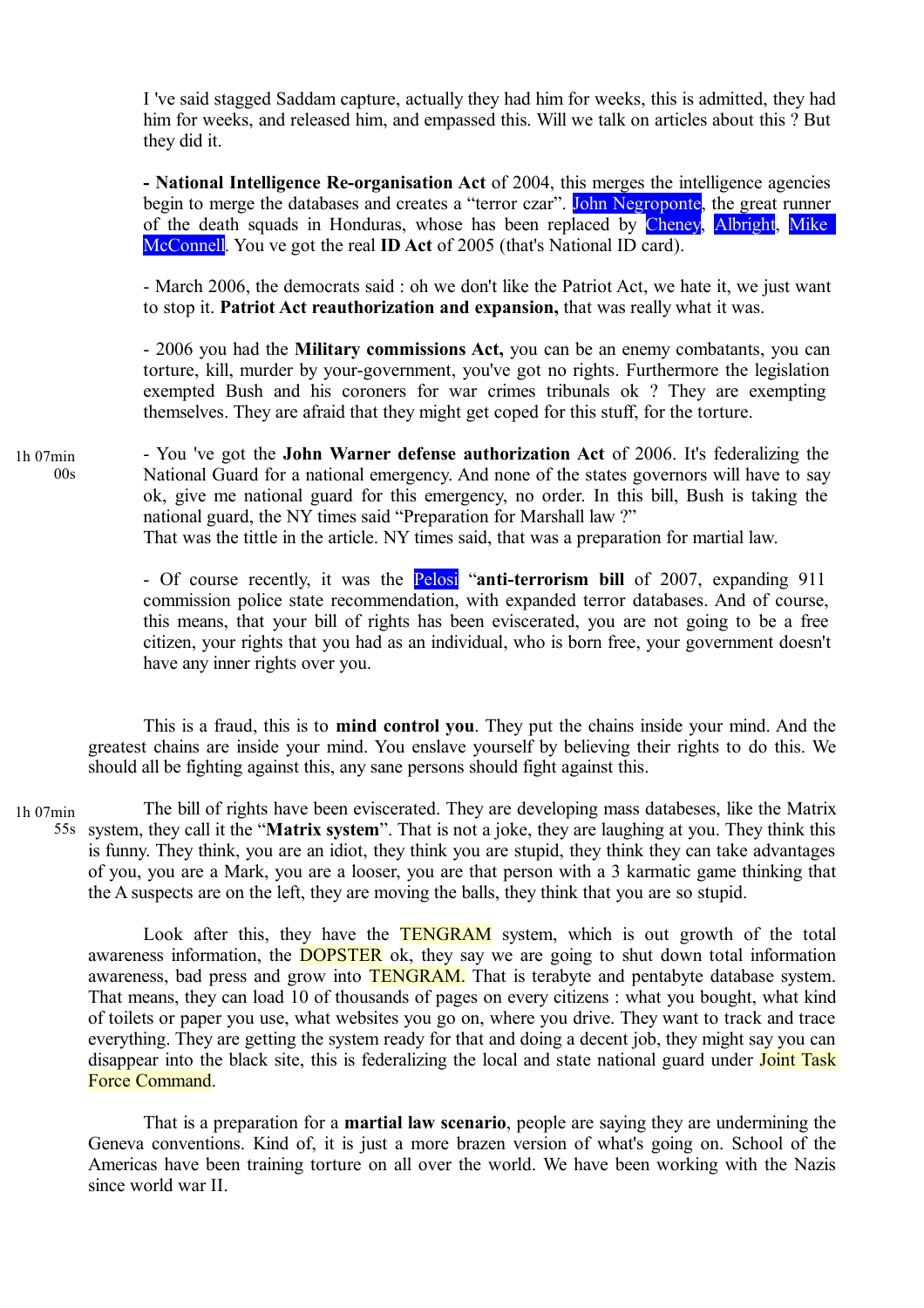I 've said stagged Saddam capture, actually they had him for weeks, this is admitted, they had him for weeks, and released him, and empassed this. Will we talk on articles about this ? But they did it.

- **National Intelligence Re-organisation Act** of 2004, this merges the intelligence agencies begin to merge the databases and creates a "terror czar". John Negroponte, the great runner of the death squads in Honduras, whose has been replaced by Cheney, Albright, Mike McConnell. You ve got the real **ID Act** of 2005 (that's National ID card).

- March 2006, the democrats said : oh we don't like the Patriot Act, we hate it, we just want to stop it. **Patriot Act reauthorization and expansion,** that was really what it was.

- 2006 you had the **Military commissions Act,** you can be an enemy combatants, you can torture, kill, murder by your-government, you've got no rights. Furthermore the legislation exempted Bush and his coroners for war crimes tribunals ok ? They are exempting themselves. They are afraid that they might get coped for this stuff, for the torture.

1h 07min 00s

- You 've got the **John Warner defense authorization Act** of 2006. It's federalizing the National Guard for a national emergency. And none of the states governors will have to say ok, give me national guard for this emergency, no order. In this bill, Bush is taking the national guard, the NY times said "Preparation for Marshall law ?"
That was the tittle in the article. NY times said, that was a preparation for martial law.

- Of course recently, it was the Pelosi "**anti-terrorism bill** of 2007, expanding 911 commission police state recommendation, with expanded terror databases. And of course, this means, that your bill of rights has been eviscerated, you are not going to be a free citizen, your rights that you had as an individual, who is born free, your government doesn't have any inner rights over you.

This is a fraud, this is to **mind control you**. They put the chains inside your mind. And the greatest chains are inside your mind. You enslave yourself by believing their rights to do this. We should all be fighting against this, any sane persons should fight against this.

1h 07min 55s

The bill of rights have been eviscerated. They are developing mass databeses, like the Matrix system, they call it the "**Matrix system**". That is not a joke, they are laughing at you. They think this is funny. They think, you are an idiot, they think you are stupid, they think they can take advantages of you, you are a Mark, you are a looser, you are that person with a 3 karmatic game thinking that the A suspects are on the left, they are moving the balls, they think that you are so stupid.

Look after this, they have the TENGRAM system, which is out growth of the total awareness information, the DOPSTER ok, they say we are going to shut down total information awareness, bad press and grow into TENGRAM. That is terabyte and pentabyte database system. That means, they can load 10 of thousands of pages on every citizens : what you bought, what kind of toilets or paper you use, what websites you go on, where you drive. They want to track and trace everything. They are getting the system ready for that and doing a decent job, they might say you can disappear into the black site, this is federalizing the local and state national guard under Joint Task Force Command.

That is a preparation for a **martial law scenario**, people are saying they are undermining the Geneva conventions. Kind of, it is just a more brazen version of what's going on. School of the Americas have been training torture on all over the world. We have been working with the Nazis since world war II.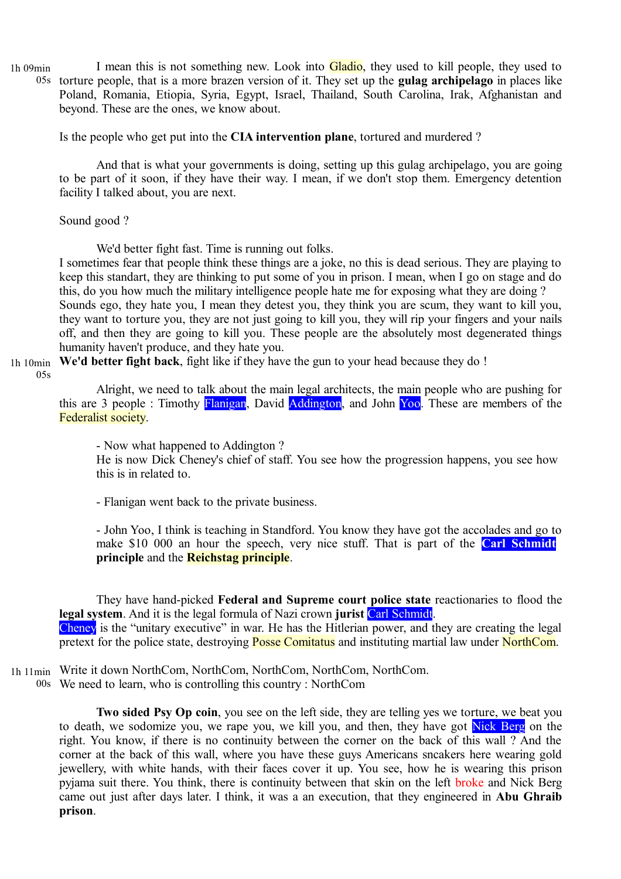1h 09min 05s

I mean this is not something new. Look into Gladio, they used to kill people, they used to torture people, that is a more brazen version of it. They set up the **gulag archipelago** in places like Poland, Romania, Etiopia, Syria, Egypt, Israel, Thailand, South Carolina, Irak, Afghanistan and beyond. These are the ones, we know about.

Is the people who get put into the **CIA intervention plane**, tortured and murdered ?

And that is what your governments is doing, setting up this gulag archipelago, you are going to be part of it soon, if they have their way. I mean, if we don't stop them. Emergency detention facility I talked about, you are next.

Sound good ?

We'd better fight fast. Time is running out folks.
I sometimes fear that people think these things are a joke, no this is dead serious. They are playing to keep this standart, they are thinking to put some of you in prison. I mean, when I go on stage and do this, do you how much the military intelligence people hate me for exposing what they are doing ? Sounds ego, they hate you, I mean they detest you, they think you are scum, they want to kill you, they want to torture you, they are not just going to kill you, they will rip your fingers and your nails off, and then they are going to kill you. These people are the absolutely most degenerated things humanity haven't produce, and they hate you.

1h 10min 05s

**We'd better fight back**, fight like if they have the gun to your head because they do !

Alright, we need to talk about the main legal architects, the main people who are pushing for this are 3 people : Timothy Flanigan, David Addington, and John Yoo. These are members of the Federalist society.

- Now what happened to Addington ?
He is now Dick Cheney's chief of staff. You see how the progression happens, you see how this is in related to.

- Flanigan went back to the private business.

- John Yoo, I think is teaching in Standford. You know they have got the accolades and go to make $10 000 an hour the speech, very nice stuff. That is part of the **Carl Schmidt principle** and the **Reichstag principle**.

They have hand-picked **Federal and Supreme court police state** reactionaries to flood the **legal system**. And it is the legal formula of Nazi crown **jurist** Carl Schmidt.
Cheney is the "unitary executive" in war. He has the Hitlerian power, and they are creating the legal pretext for the police state, destroying Posse Comitatus and instituting martial law under NorthCom.

1h 11min 00s

Write it down NorthCom, NorthCom, NorthCom, NorthCom, NorthCom.
We need to learn, who is controlling this country : NorthCom

**Two sided Psy Op coin**, you see on the left side, they are telling yes we torture, we beat you to death, we sodomize you, we rape you, we kill you, and then, they have got Nick Berg on the right. You know, if there is no continuity between the corner on the back of this wall ? And the corner at the back of this wall, where you have these guys Americans sncakers here wearing gold jewellery, with white hands, with their faces cover it up. You see, how he is wearing this prison pyjama suit there. You think, there is continuity between that skin on the left broke and Nick Berg came out just after days later. I think, it was a an execution, that they engineered in **Abu Ghraib prison**.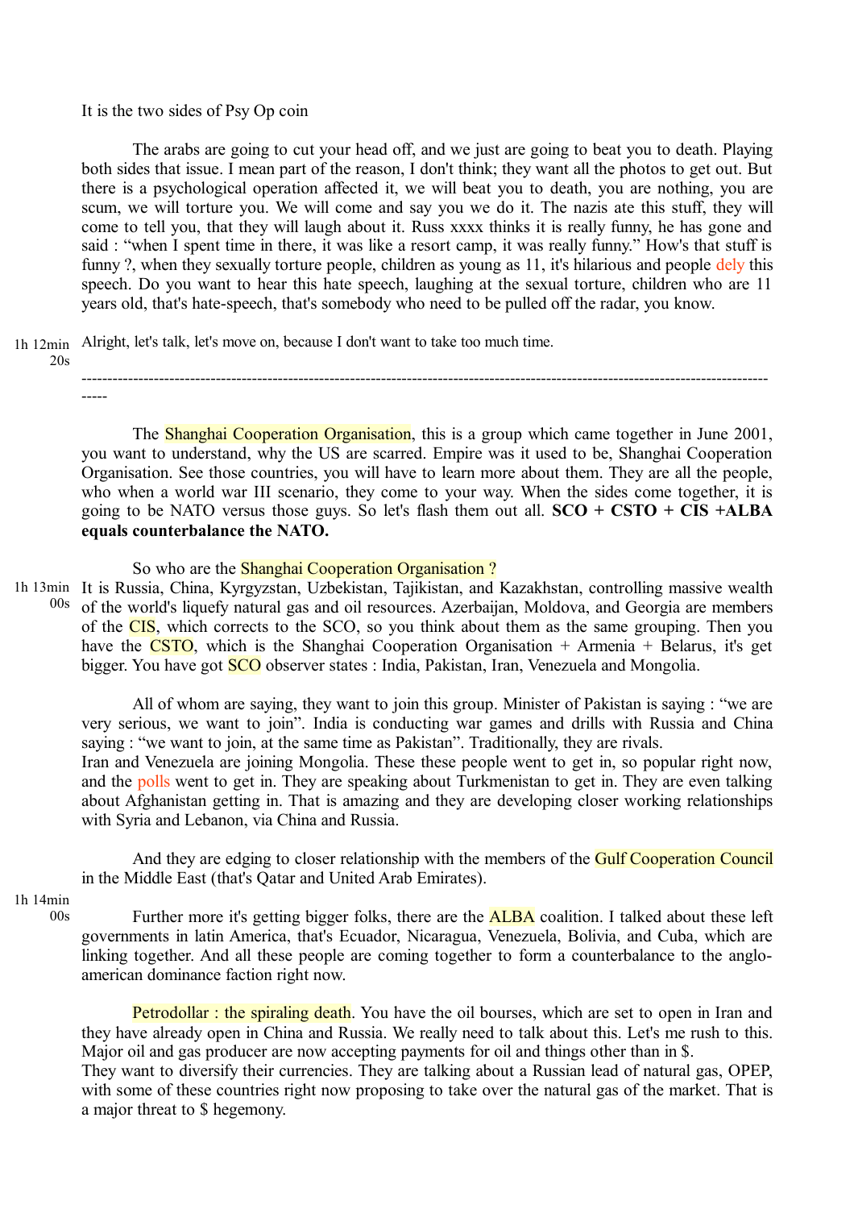It is the two sides of Psy Op coin

The arabs are going to cut your head off, and we just are going to beat you to death. Playing both sides that issue. I mean part of the reason, I don't think; they want all the photos to get out. But there is a psychological operation affected it, we will beat you to death, you are nothing, you are scum, we will torture you. We will come and say you we do it. The nazis ate this stuff, they will come to tell you, that they will laugh about it. Russ xxxx thinks it is really funny, he has gone and said : "when I spent time in there, it was like a resort camp, it was really funny." How's that stuff is funny ?, when they sexually torture people, children as young as 11, it's hilarious and people dely this speech. Do you want to hear this hate speech, laughing at the sexual torture, children who are 11 years old, that's hate-speech, that's somebody who need to be pulled off the radar, you know.

1h 12min 20s Alright, let's talk, let's move on, because I don't want to take too much time.

---

The Shanghai Cooperation Organisation, this is a group which came together in June 2001, you want to understand, why the US are scarred. Empire was it used to be, Shanghai Cooperation Organisation. See those countries, you will have to learn more about them. They are all the people, who when a world war III scenario, they come to your way. When the sides come together, it is going to be NATO versus those guys. So let's flash them out all. **SCO + CSTO + CIS +ALBA equals counterbalance the NATO.**

So who are the Shanghai Cooperation Organisation ?

1h 13min 00s It is Russia, China, Kyrgyzstan, Uzbekistan, Tajikistan, and Kazakhstan, controlling massive wealth of the world's liquefy natural gas and oil resources. Azerbaijan, Moldova, and Georgia are members of the CIS, which corrects to the SCO, so you think about them as the same grouping. Then you have the CSTO, which is the Shanghai Cooperation Organisation + Armenia + Belarus, it's get bigger. You have got SCO observer states : India, Pakistan, Iran, Venezuela and Mongolia.

All of whom are saying, they want to join this group. Minister of Pakistan is saying : "we are very serious, we want to join". India is conducting war games and drills with Russia and China saying : "we want to join, at the same time as Pakistan". Traditionally, they are rivals.
Iran and Venezuela are joining Mongolia. These these people went to get in, so popular right now, and the polls went to get in. They are speaking about Turkmenistan to get in. They are even talking about Afghanistan getting in. That is amazing and they are developing closer working relationships with Syria and Lebanon, via China and Russia.

And they are edging to closer relationship with the members of the Gulf Cooperation Council in the Middle East (that's Qatar and United Arab Emirates).

1h 14min 00s Further more it's getting bigger folks, there are the ALBA coalition. I talked about these left governments in latin America, that's Ecuador, Nicaragua, Venezuela, Bolivia, and Cuba, which are linking together. And all these people are coming together to form a counterbalance to the anglo-american dominance faction right now.

Petrodollar : the spiraling death. You have the oil bourses, which are set to open in Iran and they have already open in China and Russia. We really need to talk about this. Let's me rush to this. Major oil and gas producer are now accepting payments for oil and things other than in $.
They want to diversify their currencies. They are talking about a Russian lead of natural gas, OPEP, with some of these countries right now proposing to take over the natural gas of the market. That is a major threat to $ hegemony.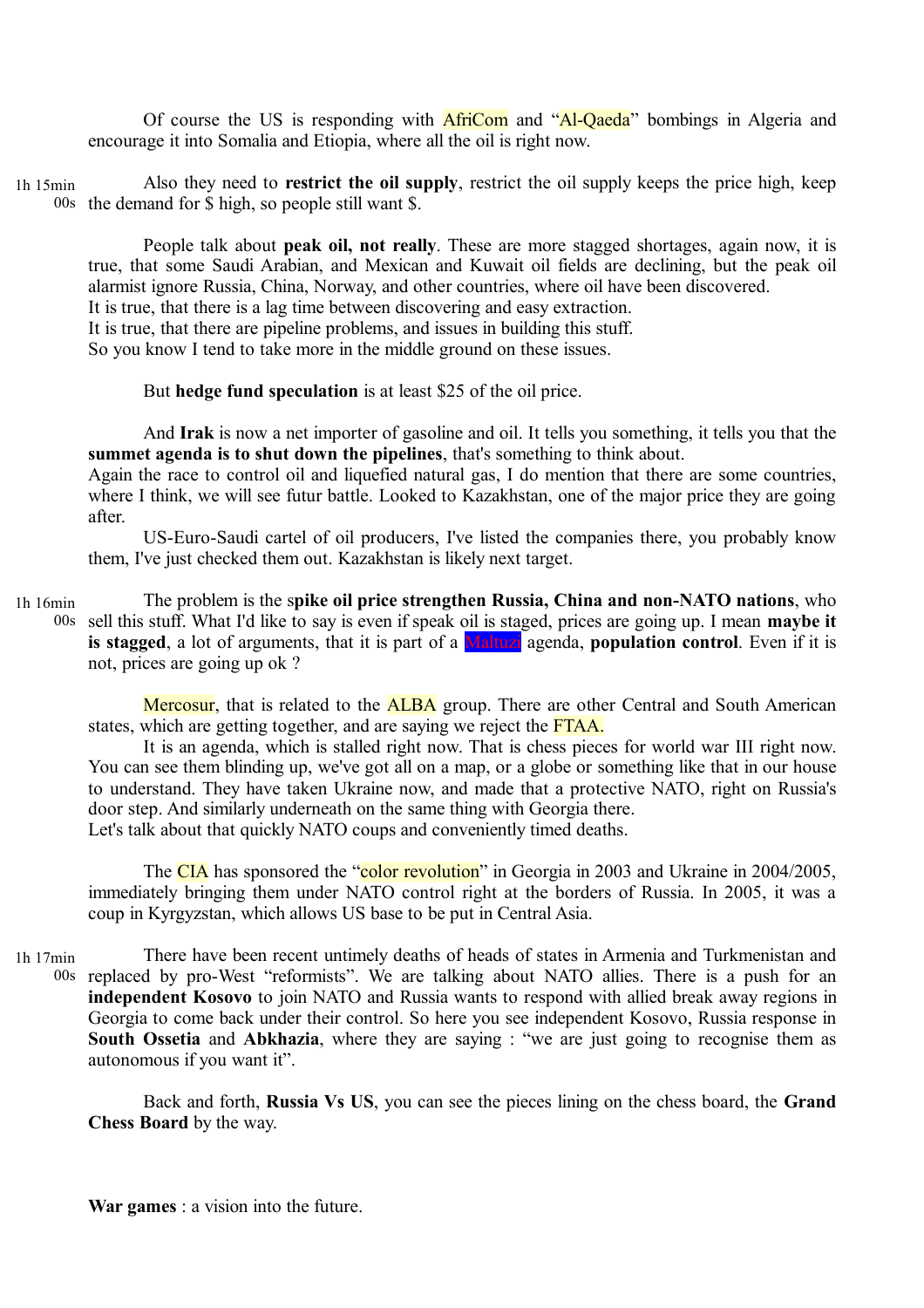Of course the US is responding with AfriCom and "Al-Qaeda" bombings in Algeria and encourage it into Somalia and Etiopia, where all the oil is right now.

1h 15min 00s Also they need to **restrict the oil supply**, restrict the oil supply keeps the price high, keep the demand for $ high, so people still want $.

People talk about **peak oil, not really**. These are more stagged shortages, again now, it is true, that some Saudi Arabian, and Mexican and Kuwait oil fields are declining, but the peak oil alarmist ignore Russia, China, Norway, and other countries, where oil have been discovered.
It is true, that there is a lag time between discovering and easy extraction.
It is true, that there are pipeline problems, and issues in building this stuff.
So you know I tend to take more in the middle ground on these issues.

But **hedge fund speculation** is at least $25 of the oil price.

And **Irak** is now a net importer of gasoline and oil. It tells you something, it tells you that the **summet agenda is to shut down the pipelines**, that's something to think about.
Again the race to control oil and liquefied natural gas, I do mention that there are some countries, where I think, we will see futur battle. Looked to Kazakhstan, one of the major price they are going after.

US-Euro-Saudi cartel of oil producers, I've listed the companies there, you probably know them, I've just checked them out. Kazakhstan is likely next target.

1h 16min 00s The problem is the s**pike oil price strengthen Russia, China and non-NATO nations**, who sell this stuff. What I'd like to say is even if speak oil is staged, prices are going up. I mean **maybe it is stagged**, a lot of arguments, that it is part of a Maltuzi agenda, **population control**. Even if it is not, prices are going up ok ?

Mercosur, that is related to the ALBA group. There are other Central and South American states, which are getting together, and are saying we reject the FTAA.

It is an agenda, which is stalled right now. That is chess pieces for world war III right now. You can see them blinding up, we've got all on a map, or a globe or something like that in our house to understand. They have taken Ukraine now, and made that a protective NATO, right on Russia's door step. And similarly underneath on the same thing with Georgia there.
Let's talk about that quickly NATO coups and conveniently timed deaths.

The CIA has sponsored the "color revolution" in Georgia in 2003 and Ukraine in 2004/2005, immediately bringing them under NATO control right at the borders of Russia. In 2005, it was a coup in Kyrgyzstan, which allows US base to be put in Central Asia.

1h 17min 00s There have been recent untimely deaths of heads of states in Armenia and Turkmenistan and replaced by pro-West "reformists". We are talking about NATO allies. There is a push for an **independent Kosovo** to join NATO and Russia wants to respond with allied break away regions in Georgia to come back under their control. So here you see independent Kosovo, Russia response in **South Ossetia** and **Abkhazia**, where they are saying : "we are just going to recognise them as autonomous if you want it".

Back and forth, **Russia Vs US**, you can see the pieces lining on the chess board, the **Grand Chess Board** by the way.

**War games** : a vision into the future.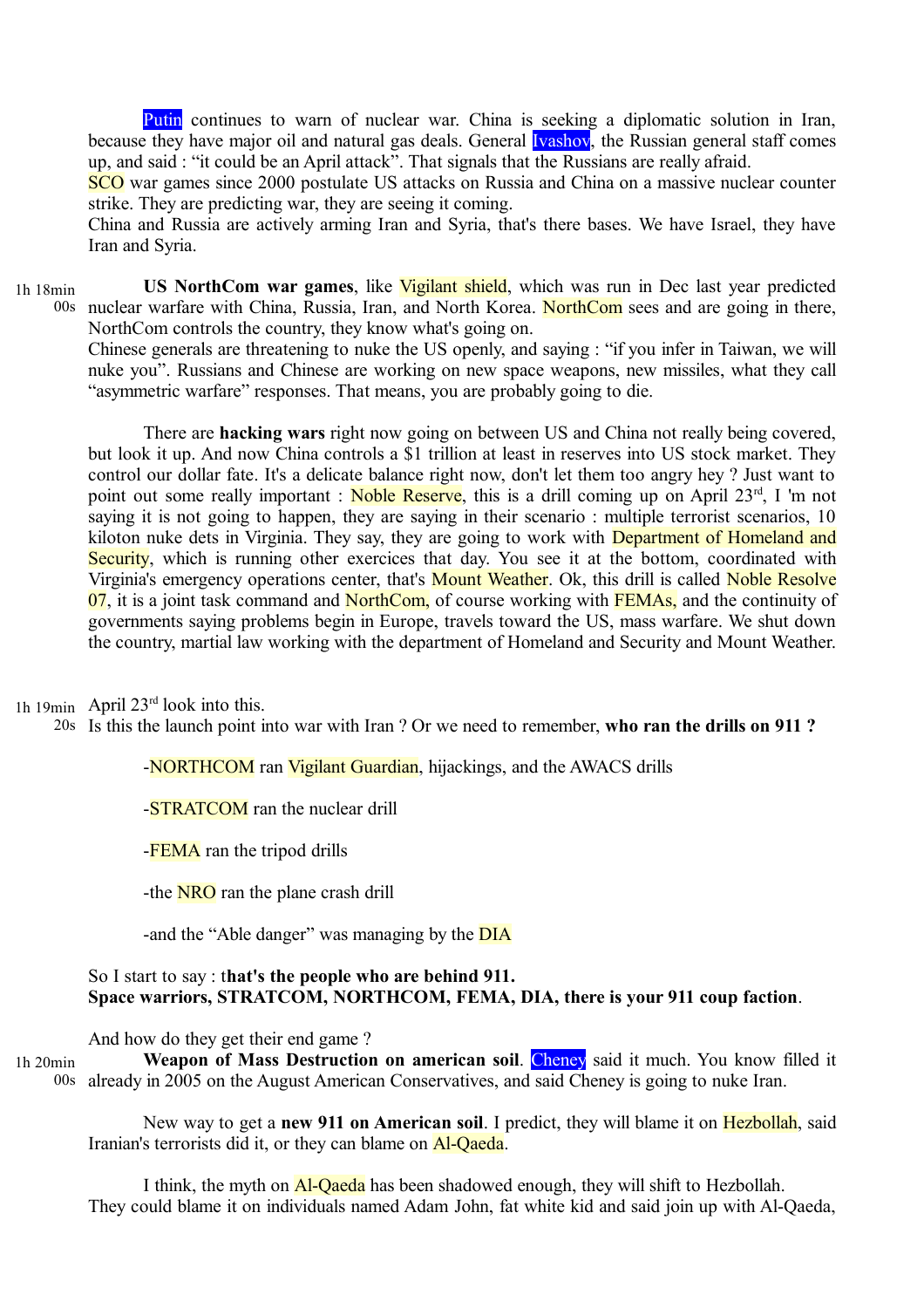Putin continues to warn of nuclear war. China is seeking a diplomatic solution in Iran, because they have major oil and natural gas deals. General Ivashov, the Russian general staff comes up, and said : “it could be an April attack”. That signals that the Russians are really afraid.
SCO war games since 2000 postulate US attacks on Russia and China on a massive nuclear counter strike. They are predicting war, they are seeing it coming.
China and Russia are actively arming Iran and Syria, that's there bases. We have Israel, they have Iran and Syria.

1h 18min 00s **US NorthCom war games**, like Vigilant shield, which was run in Dec last year predicted nuclear warfare with China, Russia, Iran, and North Korea. NorthCom sees and are going in there, NorthCom controls the country, they know what's going on.
Chinese generals are threatening to nuke the US openly, and saying : “if you infer in Taiwan, we will nuke you”. Russians and Chinese are working on new space weapons, new missiles, what they call “asymmetric warfare” responses. That means, you are probably going to die.

There are **hacking wars** right now going on between US and China not really being covered, but look it up. And now China controls a $1 trillion at least in reserves into US stock market. They control our dollar fate. It's a delicate balance right now, don't let them too angry hey ? Just want to point out some really important : Noble Reserve, this is a drill coming up on April 23rd, I 'm not saying it is not going to happen, they are saying in their scenario : multiple terrorist scenarios, 10 kiloton nuke dets in Virginia. They say, they are going to work with Department of Homeland and Security, which is running other exercices that day. You see it at the bottom, coordinated with Virginia's emergency operations center, that's Mount Weather. Ok, this drill is called Noble Resolve 07, it is a joint task command and NorthCom, of course working with FEMAs, and the continuity of governments saying problems begin in Europe, travels toward the US, mass warfare. We shut down the country, martial law working with the department of Homeland and Security and Mount Weather.

1h 19min 20s April 23rd look into this.
Is this the launch point into war with Iran ? Or we need to remember, **who ran the drills on 911 ?**

-NORTHCOM ran Vigilant Guardian, hijackings, and the AWACS drills

-STRATCOM ran the nuclear drill

-FEMA ran the tripod drills

-the NRO ran the plane crash drill

-and the “Able danger” was managing by the DIA

So I start to say : t**hat's the people who are behind 911.**
**Space warriors, STRATCOM, NORTHCOM, FEMA, DIA, there is your 911 coup faction**.

And how do they get their end game ?

1h 20min 00s **Weapon of Mass Destruction on american soil**. Cheney said it much. You know filled it already in 2005 on the August American Conservatives, and said Cheney is going to nuke Iran.

New way to get a **new 911 on American soil**. I predict, they will blame it on Hezbollah, said Iranian's terrorists did it, or they can blame on Al-Qaeda.

I think, the myth on Al-Qaeda has been shadowed enough, they will shift to Hezbollah.
They could blame it on individuals named Adam John, fat white kid and said join up with Al-Qaeda,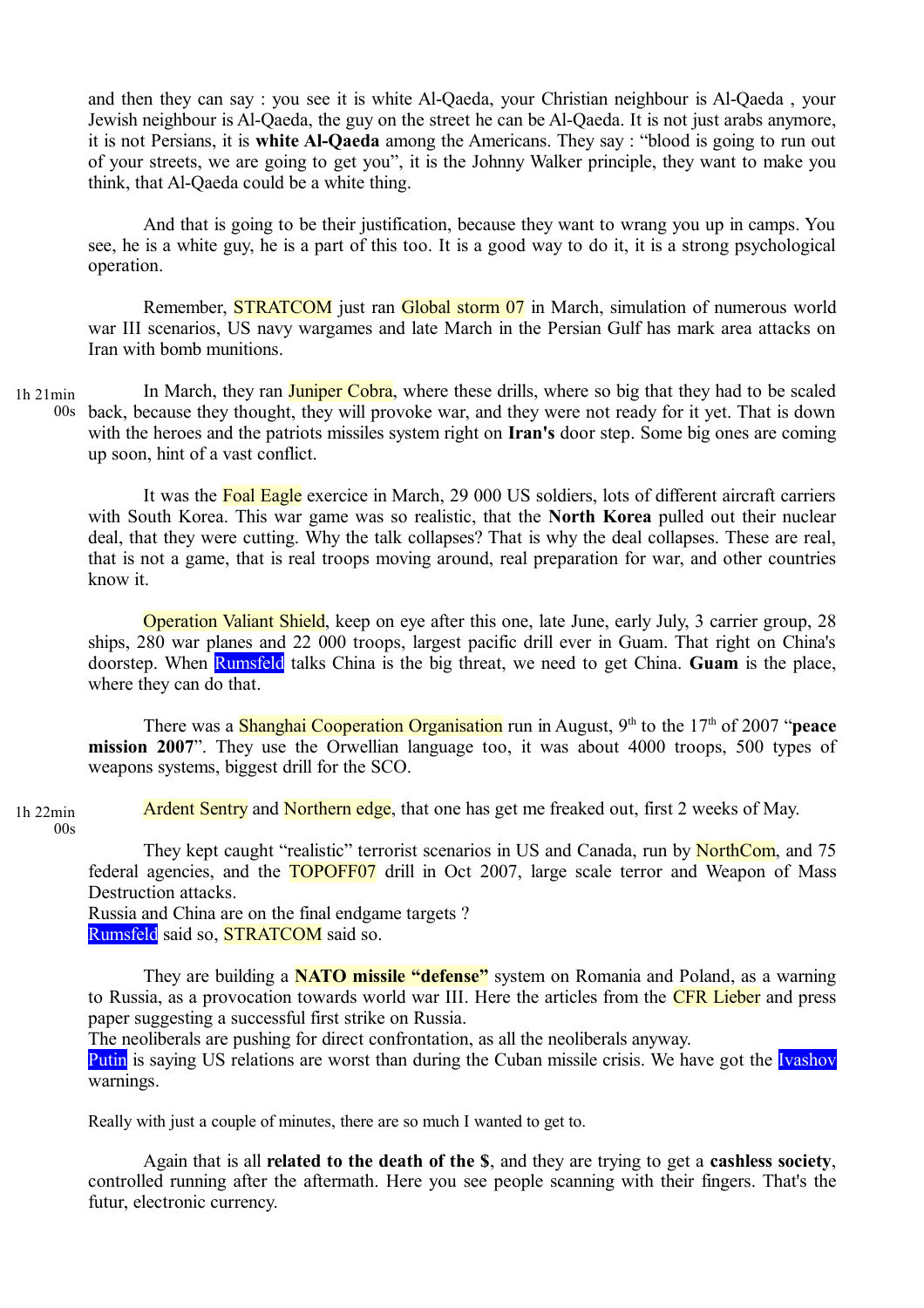and then they can say : you see it is white Al-Qaeda, your Christian neighbour is Al-Qaeda , your Jewish neighbour is Al-Qaeda, the guy on the street he can be Al-Qaeda. It is not just arabs anymore, it is not Persians, it is **white Al-Qaeda** among the Americans. They say : "blood is going to run out of your streets, we are going to get you", it is the Johnny Walker principle, they want to make you think, that Al-Qaeda could be a white thing.

And that is going to be their justification, because they want to wrang you up in camps. You see, he is a white guy, he is a part of this too. It is a good way to do it, it is a strong psychological operation.

Remember, STRATCOM just ran Global storm 07 in March, simulation of numerous world war III scenarios, US navy wargames and late March in the Persian Gulf has mark area attacks on Iran with bomb munitions.

1h 21min 00s

In March, they ran Juniper Cobra, where these drills, where so big that they had to be scaled back, because they thought, they will provoke war, and they were not ready for it yet. That is down with the heroes and the patriots missiles system right on **Iran's** door step. Some big ones are coming up soon, hint of a vast conflict.

It was the Foal Eagle exercice in March, 29 000 US soldiers, lots of different aircraft carriers with South Korea. This war game was so realistic, that the **North Korea** pulled out their nuclear deal, that they were cutting. Why the talk collapses? That is why the deal collapses. These are real, that is not a game, that is real troops moving around, real preparation for war, and other countries know it.

Operation Valiant Shield, keep on eye after this one, late June, early July, 3 carrier group, 28 ships, 280 war planes and 22 000 troops, largest pacific drill ever in Guam. That right on China's doorstep. When Rumsfeld talks China is the big threat, we need to get China. **Guam** is the place, where they can do that.

There was a Shanghai Cooperation Organisation run in August, 9th to the 17th of 2007 "**peace mission 2007**". They use the Orwellian language too, it was about 4000 troops, 500 types of weapons systems, biggest drill for the SCO.

1h 22min 00s

Ardent Sentry and Northern edge, that one has get me freaked out, first 2 weeks of May.

They kept caught "realistic" terrorist scenarios in US and Canada, run by NorthCom, and 75 federal agencies, and the TOPOFF07 drill in Oct 2007, large scale terror and Weapon of Mass Destruction attacks.
Russia and China are on the final endgame targets ?
Rumsfeld said so, STRATCOM said so.

They are building a **NATO missile "defense"** system on Romania and Poland, as a warning to Russia, as a provocation towards world war III. Here the articles from the CFR Lieber and press paper suggesting a successful first strike on Russia.
The neoliberals are pushing for direct confrontation, as all the neoliberals anyway.
Putin is saying US relations are worst than during the Cuban missile crisis. We have got the Ivashov warnings.

Really with just a couple of minutes, there are so much I wanted to get to.

Again that is all **related to the death of the $**, and they are trying to get a **cashless society**, controlled running after the aftermath. Here you see people scanning with their fingers. That's the futur, electronic currency.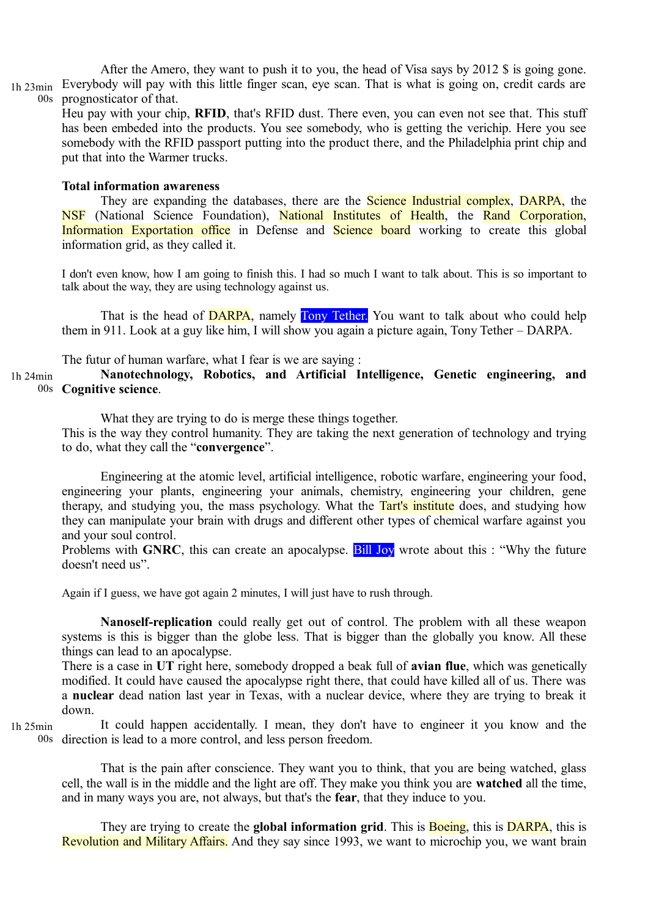1h 23min 00s

After the Amero, they want to push it to you, the head of Visa says by 2012 $ is going gone. Everybody will pay with this little finger scan, eye scan. That is what is going on, credit cards are prognosticator of that.
Heu pay with your chip, **RFID**, that's RFID dust. There even, you can even not see that. This stuff has been embeded into the products. You see somebody, who is getting the verichip. Here you see somebody with the RFID passport putting into the product there, and the Philadelphia print chip and put that into the Warmer trucks.

**Total information awareness**

They are expanding the databases, there are the Science Industrial complex, DARPA, the NSF (National Science Foundation), National Institutes of Health, the Rand Corporation, Information Exportation office in Defense and Science board working to create this global information grid, as they called it.

I don't even know, how I am going to finish this. I had so much I want to talk about. This is so important to talk about the way, they are using technology against us.

That is the head of DARPA, namely Tony Tether. You want to talk about who could help them in 911. Look at a guy like him, I will show you again a picture again, Tony Tether – DARPA.

The futur of human warfare, what I fear is we are saying :

1h 24min 00s

**Nanotechnology, Robotics, and Artificial Intelligence, Genetic engineering, and Cognitive science**.

What they are trying to do is merge these things together.
This is the way they control humanity. They are taking the next generation of technology and trying to do, what they call the "**convergence**".

Engineering at the atomic level, artificial intelligence, robotic warfare, engineering your food, engineering your plants, engineering your animals, chemistry, engineering your children, gene therapy, and studying you, the mass psychology. What the Tart's institute does, and studying how they can manipulate your brain with drugs and different other types of chemical warfare against you and your soul control.
Problems with **GNRC**, this can create an apocalypse. Bill Joy wrote about this : "Why the future doesn't need us".

Again if I guess, we have got again 2 minutes, I will just have to rush through.

**Nanoself-replication** could really get out of control. The problem with all these weapon systems is this is bigger than the globe less. That is bigger than the globally you know. All these things can lead to an apocalypse.
There is a case in **UT** right here, somebody dropped a beak full of **avian flue**, which was genetically modified. It could have caused the apocalypse right there, that could have killed all of us. There was a **nuclear** dead nation last year in Texas, with a nuclear device, where they are trying to break it down.

1h 25min 00s

It could happen accidentally. I mean, they don't have to engineer it you know and the direction is lead to a more control, and less person freedom.

That is the pain after conscience. They want you to think, that you are being watched, glass cell, the wall is in the middle and the light are off. They make you think you are **watched** all the time, and in many ways you are, not always, but that's the **fear**, that they induce to you.

They are trying to create the **global information grid**. This is Boeing, this is DARPA, this is Revolution and Military Affairs. And they say since 1993, we want to microchip you, we want brain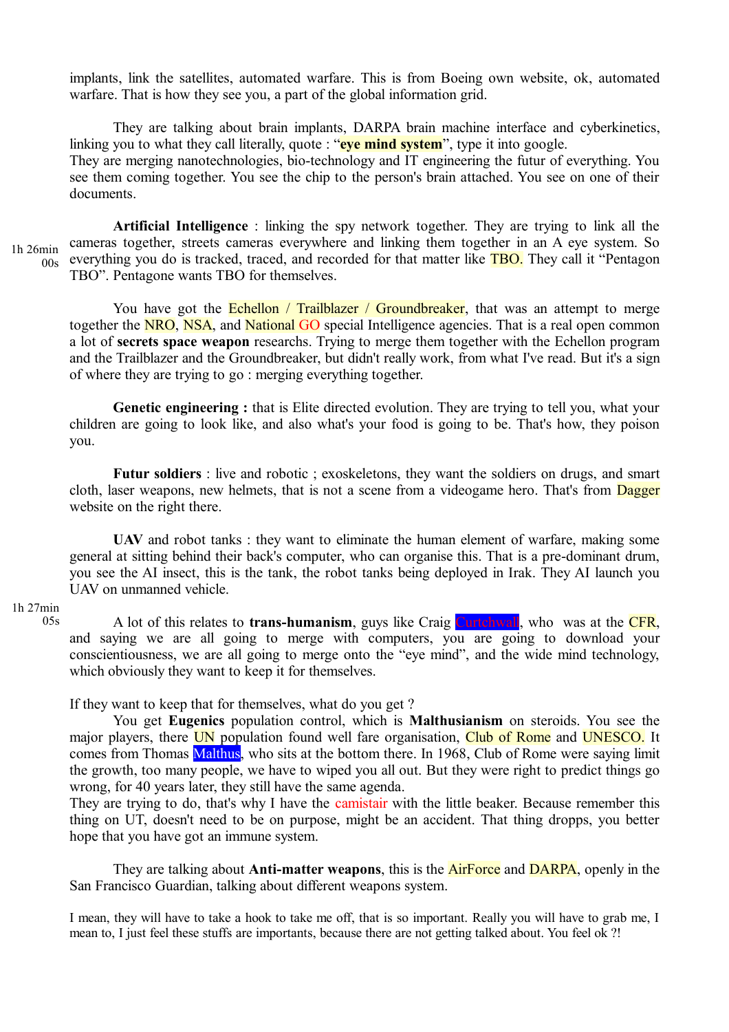implants, link the satellites, automated warfare. This is from Boeing own website, ok, automated warfare. That is how they see you, a part of the global information grid.

They are talking about brain implants, DARPA brain machine interface and cyberkinetics, linking you to what they call literally, quote : "**eye mind system**", type it into google.
They are merging nanotechnologies, bio-technology and IT engineering the futur of everything. You see them coming together. You see the chip to the person's brain attached. You see on one of their documents.

1h 26min 00s

**Artificial Intelligence** : linking the spy network together. They are trying to link all the cameras together, streets cameras everywhere and linking them together in an A eye system. So everything you do is tracked, traced, and recorded for that matter like TBO. They call it "Pentagon TBO". Pentagone wants TBO for themselves.

You have got the Echellon / Trailblazer / Groundbreaker, that was an attempt to merge together the NRO, NSA, and National GO special Intelligence agencies. That is a real open common a lot of **secrets space weapon** researchs. Trying to merge them together with the Echellon program and the Trailblazer and the Groundbreaker, but didn't really work, from what I've read. But it's a sign of where they are trying to go : merging everything together.

**Genetic engineering :** that is Elite directed evolution. They are trying to tell you, what your children are going to look like, and also what's your food is going to be. That's how, they poison you.

**Futur soldiers** : live and robotic ; exoskeletons, they want the soldiers on drugs, and smart cloth, laser weapons, new helmets, that is not a scene from a videogame hero. That's from Dagger website on the right there.

**UAV** and robot tanks : they want to eliminate the human element of warfare, making some general at sitting behind their back's computer, who can organise this. That is a pre-dominant drum, you see the AI insect, this is the tank, the robot tanks being deployed in Irak. They AI launch you UAV on unmanned vehicle.

1h 27min 05s

A lot of this relates to **trans-humanism**, guys like Craig Curtchwall, who was at the CFR, and saying we are all going to merge with computers, you are going to download your conscientiousness, we are all going to merge onto the "eye mind", and the wide mind technology, which obviously they want to keep it for themselves.

If they want to keep that for themselves, what do you get ?

You get **Eugenics** population control, which is **Malthusianism** on steroids. You see the major players, there UN population found well fare organisation, Club of Rome and UNESCO. It comes from Thomas Malthus, who sits at the bottom there. In 1968, Club of Rome were saying limit the growth, too many people, we have to wiped you all out. But they were right to predict things go wrong, for 40 years later, they still have the same agenda.
They are trying to do, that's why I have the camistair with the little beaker. Because remember this thing on UT, doesn't need to be on purpose, might be an accident. That thing dropps, you better hope that you have got an immune system.

They are talking about **Anti-matter weapons**, this is the AirForce and DARPA, openly in the San Francisco Guardian, talking about different weapons system.

I mean, they will have to take a hook to take me off, that is so important. Really you will have to grab me, I mean to, I just feel these stuffs are importants, because there are not getting talked about. You feel ok ?!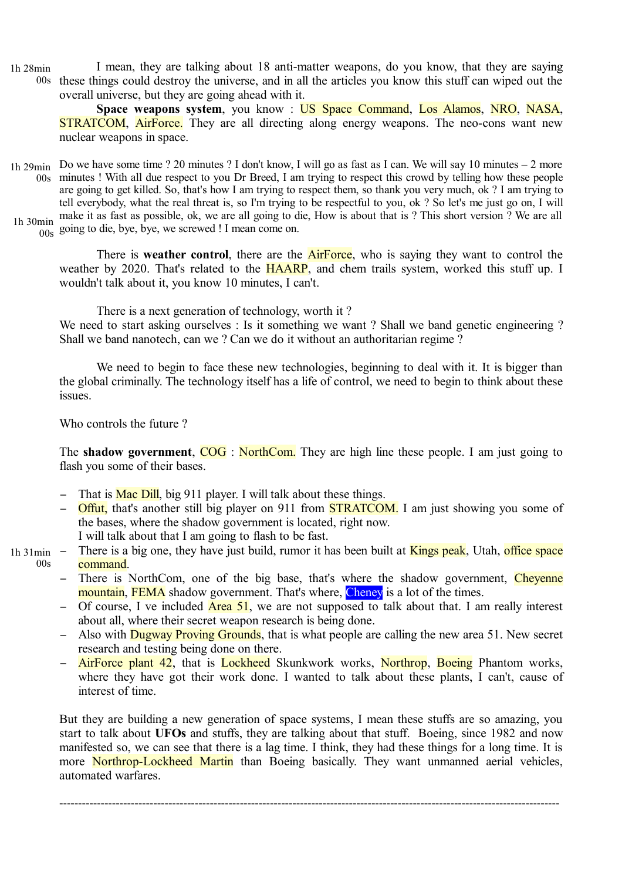1h 28min 00s I mean, they are talking about 18 anti-matter weapons, do you know, that they are saying these things could destroy the universe, and in all the articles you know this stuff can wiped out the overall universe, but they are going ahead with it.

**Space weapons system**, you know : US Space Command, Los Alamos, NRO, NASA, STRATCOM, AirForce. They are all directing along energy weapons. The neo-cons want new nuclear weapons in space.

1h 29min 00s Do we have some time ? 20 minutes ? I don't know, I will go as fast as I can. We will say 10 minutes – 2 more minutes ! With all due respect to you Dr Breed, I am trying to respect this crowd by telling how these people are going to get killed. So, that's how I am trying to respect them, so thank you very much, ok ? I am trying to tell everybody, what the real threat is, so I'm trying to be respectful to you, ok ? So let's me just go on, I will make it as fast as possible, ok, we are all going to die, How is about that is ? This short version ? We are all going to die, bye, bye, we screwed ! I mean come on. 1h 30min 00s

There is **weather control**, there are the AirForce, who is saying they want to control the weather by 2020. That's related to the HAARP, and chem trails system, worked this stuff up. I wouldn't talk about it, you know 10 minutes, I can't.

There is a next generation of technology, worth it ?
We need to start asking ourselves : Is it something we want ? Shall we band genetic engineering ? Shall we band nanotech, can we ? Can we do it without an authoritarian regime ?

We need to begin to face these new technologies, beginning to deal with it. It is bigger than the global criminally. The technology itself has a life of control, we need to begin to think about these issues.

Who controls the future ?

The **shadow government**, COG : NorthCom. They are high line these people. I am just going to flash you some of their bases.

- That is Mac Dill, big 911 player. I will talk about these things.
- Offut, that's another still big player on 911 from STRATCOM. I am just showing you some of the bases, where the shadow government is located, right now.
  I will talk about that I am going to flash to be fast.
- 1h 31min 00s There is a big one, they have just build, rumor it has been built at Kings peak, Utah, office space command.
- There is NorthCom, one of the big base, that's where the shadow government, Cheyenne mountain, FEMA shadow government. That's where, Cheney is a lot of the times.
- Of course, I ve included Area 51, we are not supposed to talk about that. I am really interest about all, where their secret weapon research is being done.
- Also with Dugway Proving Grounds, that is what people are calling the new area 51. New secret research and testing being done on there.
- AirForce plant 42, that is Lockheed Skunkwork works, Northrop, Boeing Phantom works, where they have got their work done. I wanted to talk about these plants, I can't, cause of interest of time.

But they are building a new generation of space systems, I mean these stuffs are so amazing, you start to talk about **UFOs** and stuffs, they are talking about that stuff. Boeing, since 1982 and now manifested so, we can see that there is a lag time. I think, they had these things for a long time. It is more Northrop-Lockheed Martin than Boeing basically. They want unmanned aerial vehicles, automated warfares.

---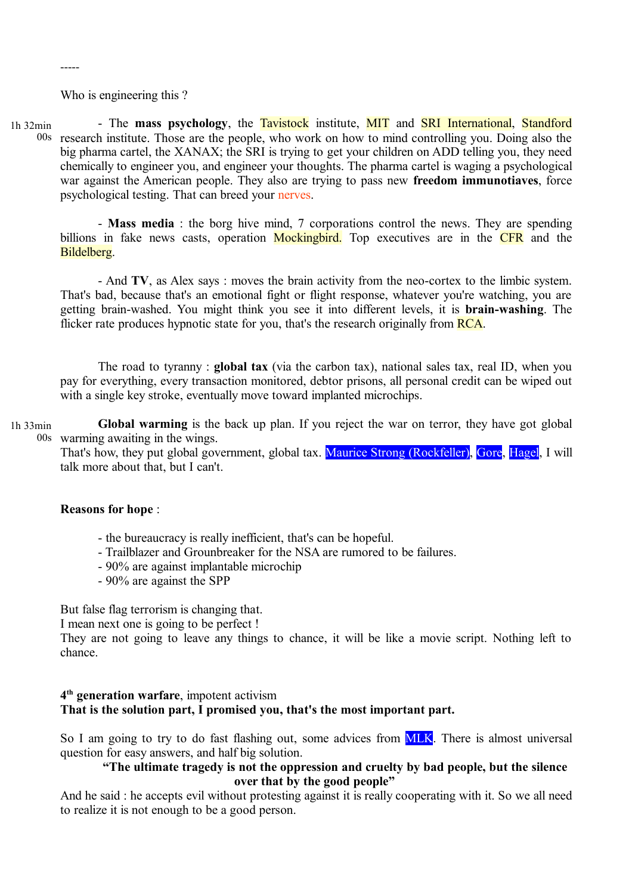-----

Who is engineering this ?

1h 32min 00s — The **mass psychology**, the Tavistock institute, MIT and SRI International, Standford research institute. Those are the people, who work on how to mind controlling you. Doing also the big pharma cartel, the XANAX; the SRI is trying to get your children on ADD telling you, they need chemically to engineer you, and engineer your thoughts. The pharma cartel is waging a psychological war against the American people. They also are trying to pass new **freedom immunotiaves**, force psychological testing. That can breed your nerves.

- **Mass media** : the borg hive mind, 7 corporations control the news. They are spending billions in fake news casts, operation Mockingbird. Top executives are in the CFR and the Bildelberg.

- And **TV**, as Alex says : moves the brain activity from the neo-cortex to the limbic system. That's bad, because that's an emotional fight or flight response, whatever you're watching, you are getting brain-washed. You might think you see it into different levels, it is **brain-washing**. The flicker rate produces hypnotic state for you, that's the research originally from RCA.

The road to tyranny : **global tax** (via the carbon tax), national sales tax, real ID, when you pay for everything, every transaction monitored, debtor prisons, all personal credit can be wiped out with a single key stroke, eventually move toward implanted microchips.

1h 33min 00s — **Global warming** is the back up plan. If you reject the war on terror, they have got global warming awaiting in the wings.
That's how, they put global government, global tax. Maurice Strong (Rockfeller), Gore, Hagel, I will talk more about that, but I can't.

**Reasons for hope** :

- the bureaucracy is really inefficient, that's can be hopeful.
- Trailblazer and Grounbreaker for the NSA are rumored to be failures.
- 90% are against implantable microchip
- 90% are against the SPP

But false flag terrorism is changing that.
I mean next one is going to be perfect !
They are not going to leave any things to chance, it will be like a movie script. Nothing left to chance.

**4th generation warfare**, impotent activism
**That is the solution part, I promised you, that's the most important part.**

So I am going to try to do fast flashing out, some advices from MLK. There is almost universal question for easy answers, and half big solution.

**"The ultimate tragedy is not the oppression and cruelty by bad people, but the silence over that by the good people"**

And he said : he accepts evil without protesting against it is really cooperating with it. So we all need to realize it is not enough to be a good person.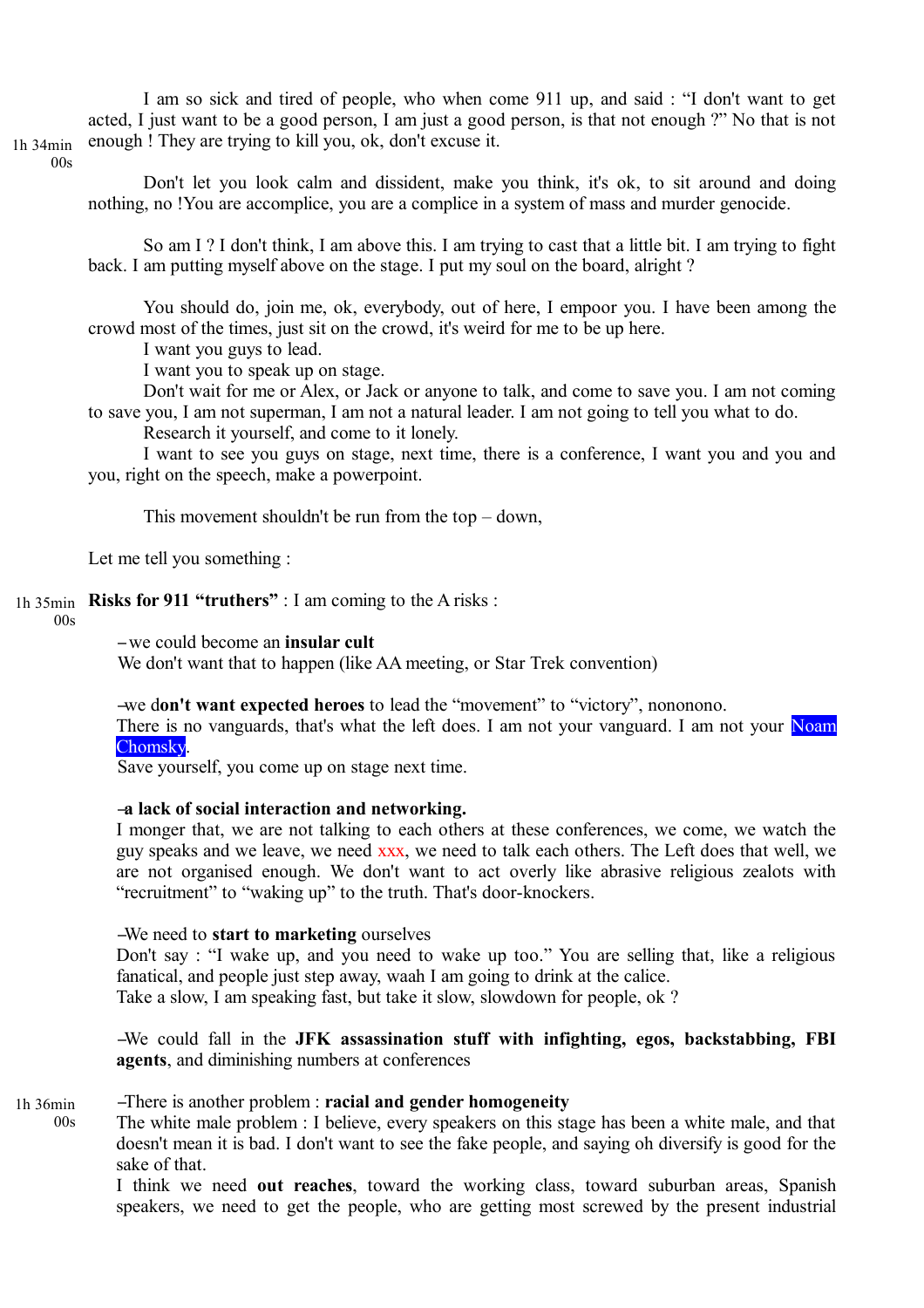1h 34min 00s

I am so sick and tired of people, who when come 911 up, and said : "I don't want to get acted, I just want to be a good person, I am just a good person, is that not enough ?" No that is not enough ! They are trying to kill you, ok, don't excuse it.

Don't let you look calm and dissident, make you think, it's ok, to sit around and doing nothing, no !You are accomplice, you are a complice in a system of mass and murder genocide.

So am I ? I don't think, I am above this. I am trying to cast that a little bit. I am trying to fight back. I am putting myself above on the stage. I put my soul on the board, alright ?

You should do, join me, ok, everybody, out of here, I empoor you. I have been among the crowd most of the times, just sit on the crowd, it's weird for me to be up here.

I want you guys to lead.

I want you to speak up on stage.

Don't wait for me or Alex, or Jack or anyone to talk, and come to save you. I am not coming to save you, I am not superman, I am not a natural leader. I am not going to tell you what to do.

Research it yourself, and come to it lonely.

I want to see you guys on stage, next time, there is a conference, I want you and you and you, right on the speech, make a powerpoint.

This movement shouldn't be run from the top – down,

Let me tell you something :

1h 35min 00s

**Risks for 911 "truthers"** : I am coming to the A risks :

– we could become an **insular cult**
We don't want that to happen (like AA meeting, or Star Trek convention)

– we d**on't want expected heroes** to lead the "movement" to "victory", nononono.
There is no vanguards, that's what the left does. I am not your vanguard. I am not your Noam Chomsky.
Save yourself, you come up on stage next time.

– **a lack of social interaction and networking.**
I monger that, we are not talking to each others at these conferences, we come, we watch the guy speaks and we leave, we need xxx, we need to talk each others. The Left does that well, we are not organised enough. We don't want to act overly like abrasive religious zealots with "recruitment" to "waking up" to the truth. That's door-knockers.

– We need to **start to marketing** ourselves
Don't say : "I wake up, and you need to wake up too." You are selling that, like a religious fanatical, and people just step away, waah I am going to drink at the calice.
Take a slow, I am speaking fast, but take it slow, slowdown for people, ok ?

– We could fall in the **JFK assassination stuff with infighting, egos, backstabbing, FBI agents**, and diminishing numbers at conferences

1h 36min 00s

– There is another problem : **racial and gender homogeneity**
The white male problem : I believe, every speakers on this stage has been a white male, and that doesn't mean it is bad. I don't want to see the fake people, and saying oh diversify is good for the sake of that.
I think we need **out reaches**, toward the working class, toward suburban areas, Spanish speakers, we need to get the people, who are getting most screwed by the present industrial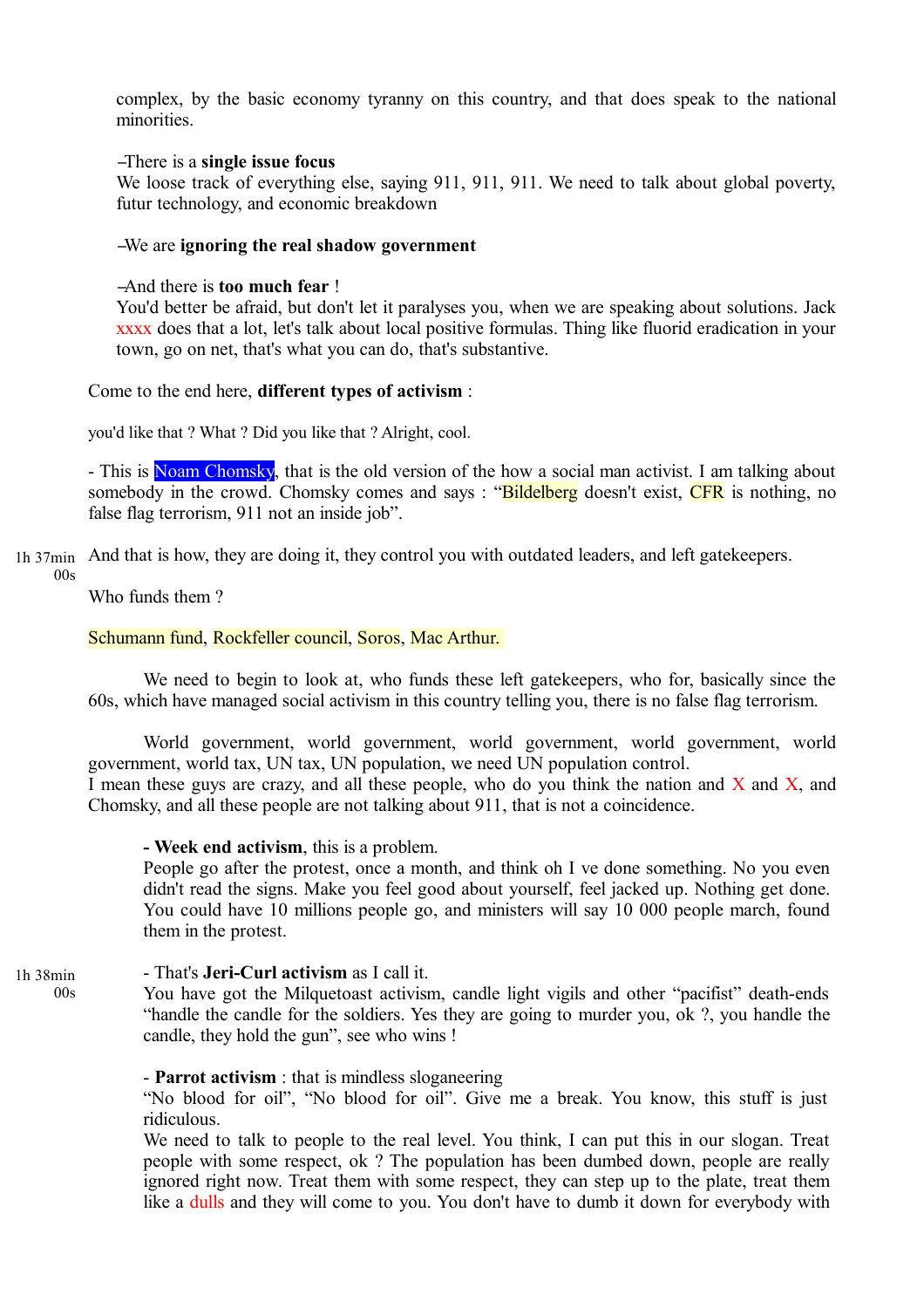complex, by the basic economy tyranny on this country, and that does speak to the national minorities.

–There is a **single issue focus**
We loose track of everything else, saying 911, 911, 911. We need to talk about global poverty, futur technology, and economic breakdown

–We are **ignoring the real shadow government**

–And there is **too much fear** !
You'd better be afraid, but don't let it paralyses you, when we are speaking about solutions. Jack xxxx does that a lot, let's talk about local positive formulas. Thing like fluorid eradication in your town, go on net, that's what you can do, that's substantive.

Come to the end here, **different types of activism** :

you'd like that ? What ? Did you like that ? Alright, cool.

- This is Noam Chomsky, that is the old version of the how a social man activist. I am talking about somebody in the crowd. Chomsky comes and says : "Bildelberg doesn't exist, CFR is nothing, no false flag terrorism, 911 not an inside job".

1h 37min 00s

And that is how, they are doing it, they control you with outdated leaders, and left gatekeepers.

Who funds them ?

Schumann fund, Rockfeller council, Soros, Mac Arthur.

We need to begin to look at, who funds these left gatekeepers, who for, basically since the 60s, which have managed social activism in this country telling you, there is no false flag terrorism.

World government, world government, world government, world government, world government, world tax, UN tax, UN population, we need UN population control.
I mean these guys are crazy, and all these people, who do you think the nation and X and X, and Chomsky, and all these people are not talking about 911, that is not a coincidence.

**- Week end activism**, this is a problem.
People go after the protest, once a month, and think oh I ve done something. No you even didn't read the signs. Make you feel good about yourself, feel jacked up. Nothing get done. You could have 10 millions people go, and ministers will say 10 000 people march, found them in the protest.

1h 38min 00s

- That's **Jeri-Curl activism** as I call it.
You have got the Milquetoast activism, candle light vigils and other "pacifist" death-ends "handle the candle for the soldiers. Yes they are going to murder you, ok ?, you handle the candle, they hold the gun", see who wins !

- **Parrot activism** : that is mindless sloganeering
"No blood for oil", "No blood for oil". Give me a break. You know, this stuff is just ridiculous.
We need to talk to people to the real level. You think, I can put this in our slogan. Treat people with some respect, ok ? The population has been dumbed down, people are really ignored right now. Treat them with some respect, they can step up to the plate, treat them like a dulls and they will come to you. You don't have to dumb it down for everybody with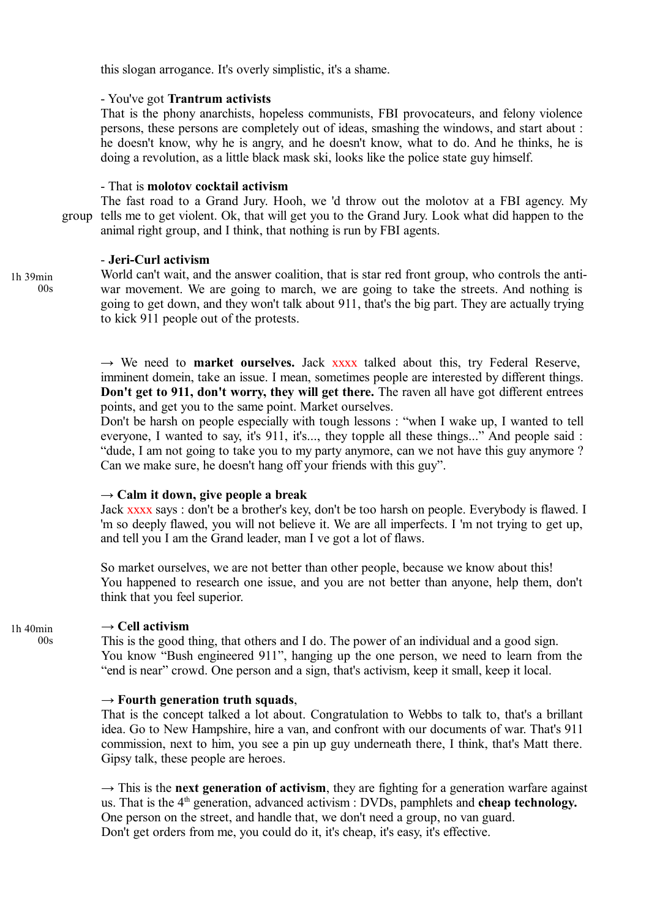this slogan arrogance. It's overly simplistic, it's a shame.

- You've got **Trantrum activists**
That is the phony anarchists, hopeless communists, FBI provocateurs, and felony violence persons, these persons are completely out of ideas, smashing the windows, and start about : he doesn't know, why he is angry, and he doesn't know, what to do. And he thinks, he is doing a revolution, as a little black mask ski, looks like the police state guy himself.

- That is **molotov cocktail activism**
The fast road to a Grand Jury. Hooh, we 'd throw out the molotov at a FBI agency. My group tells me to get violent. Ok, that will get you to the Grand Jury. Look what did happen to the animal right group, and I think, that nothing is run by FBI agents.

- **Jeri-Curl activism**

1h 39min 00s

World can't wait, and the answer coalition, that is star red front group, who controls the anti-war movement. We are going to march, we are going to take the streets. And nothing is going to get down, and they won't talk about 911, that's the big part. They are actually trying to kick 911 people out of the protests.

→ We need to **market ourselves.** Jack xxxx talked about this, try Federal Reserve, imminent domein, take an issue. I mean, sometimes people are interested by different things. **Don't get to 911, don't worry, they will get there.** The raven all have got different entrees points, and get you to the same point. Market ourselves.
Don't be harsh on people especially with tough lessons : "when I wake up, I wanted to tell everyone, I wanted to say, it's 911, it's..., they topple all these things..." And people said : "dude, I am not going to take you to my party anymore, can we not have this guy anymore ? Can we make sure, he doesn't hang off your friends with this guy".

→ **Calm it down, give people a break**
Jack xxxx says : don't be a brother's key, don't be too harsh on people. Everybody is flawed. I 'm so deeply flawed, you will not believe it. We are all imperfects. I 'm not trying to get up, and tell you I am the Grand leader, man I ve got a lot of flaws.

So market ourselves, we are not better than other people, because we know about this!
You happened to research one issue, and you are not better than anyone, help them, don't think that you feel superior.

1h 40min 00s

→ **Cell activism**
This is the good thing, that others and I do. The power of an individual and a good sign.
You know "Bush engineered 911", hanging up the one person, we need to learn from the "end is near" crowd. One person and a sign, that's activism, keep it small, keep it local.

→ **Fourth generation truth squads**,
That is the concept talked a lot about. Congratulation to Webbs to talk to, that's a brillant idea. Go to New Hampshire, hire a van, and confront with our documents of war. That's 911 commission, next to him, you see a pin up guy underneath there, I think, that's Matt there. Gipsy talk, these people are heroes.

→ This is the **next generation of activism**, they are fighting for a generation warfare against us. That is the 4th generation, advanced activism : DVDs, pamphlets and **cheap technology.**
One person on the street, and handle that, we don't need a group, no van guard.
Don't get orders from me, you could do it, it's cheap, it's easy, it's effective.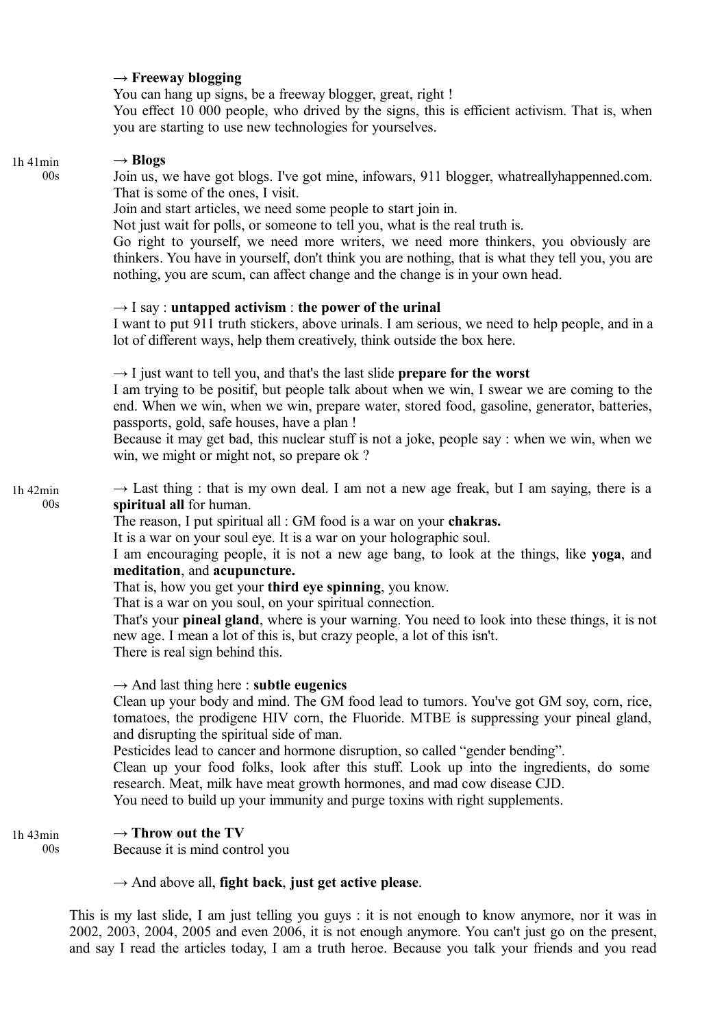**→ Freeway blogging**

You can hang up signs, be a freeway blogger, great, right !

You effect 10 000 people, who drived by the signs, this is efficient activism. That is, when you are starting to use new technologies for yourselves.

1h 41min 00s

**→ Blogs**

Join us, we have got blogs. I've got mine, infowars, 911 blogger, whatreallyhappenned.com. That is some of the ones, I visit.

Join and start articles, we need some people to start join in.

Not just wait for polls, or someone to tell you, what is the real truth is.

Go right to yourself, we need more writers, we need more thinkers, you obviously are thinkers. You have in yourself, don't think you are nothing, that is what they tell you, you are nothing, you are scum, can affect change and the change is in your own head.

→ I say : **untapped activism** : **the power of the urinal**

I want to put 911 truth stickers, above urinals. I am serious, we need to help people, and in a lot of different ways, help them creatively, think outside the box here.

→ I just want to tell you, and that's the last slide **prepare for the worst**

I am trying to be positif, but people talk about when we win, I swear we are coming to the end. When we win, when we win, prepare water, stored food, gasoline, generator, batteries, passports, gold, safe houses, have a plan !

Because it may get bad, this nuclear stuff is not a joke, people say : when we win, when we win, we might or might not, so prepare ok ?

1h 42min 00s

→ Last thing : that is my own deal. I am not a new age freak, but I am saying, there is a **spiritual all** for human.

The reason, I put spiritual all : GM food is a war on your **chakras.**

It is a war on your soul eye. It is a war on your holographic soul.

I am encouraging people, it is not a new age bang, to look at the things, like **yoga**, and **meditation**, and **acupuncture.**

That is, how you get your **third eye spinning**, you know.

That is a war on you soul, on your spiritual connection.

That's your **pineal gland**, where is your warning. You need to look into these things, it is not new age. I mean a lot of this is, but crazy people, a lot of this isn't.

There is real sign behind this.

→ And last thing here : **subtle eugenics**

Clean up your body and mind. The GM food lead to tumors. You've got GM soy, corn, rice, tomatoes, the prodigene HIV corn, the Fluoride. MTBE is suppressing your pineal gland, and disrupting the spiritual side of man.

Pesticides lead to cancer and hormone disruption, so called "gender bending".

Clean up your food folks, look after this stuff. Look up into the ingredients, do some research. Meat, milk have meat growth hormones, and mad cow disease CJD.

You need to build up your immunity and purge toxins with right supplements.

1h 43min 00s

**→ Throw out the TV**

Because it is mind control you

→ And above all, **fight back**, **just get active please**.

This is my last slide, I am just telling you guys : it is not enough to know anymore, nor it was in 2002, 2003, 2004, 2005 and even 2006, it is not enough anymore. You can't just go on the present, and say I read the articles today, I am a truth heroe. Because you talk your friends and you read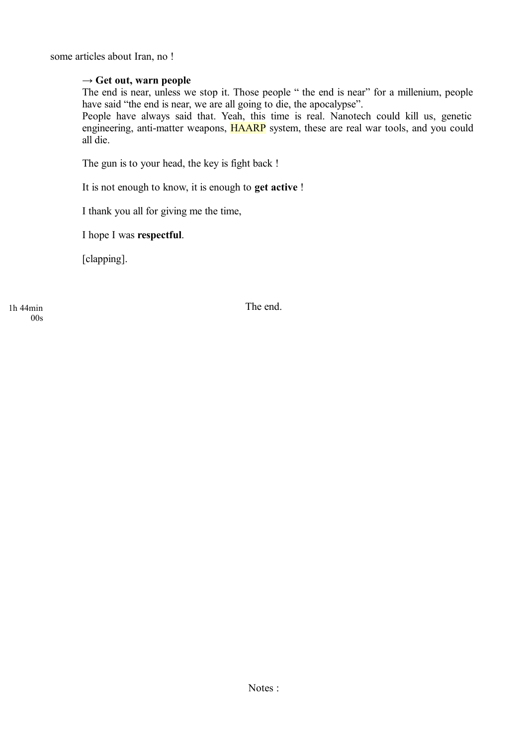some articles about Iran, no !

**→ Get out, warn people**

The end is near, unless we stop it. Those people " the end is near" for a millenium, people have said "the end is near, we are all going to die, the apocalypse".
People have always said that. Yeah, this time is real. Nanotech could kill us, genetic engineering, anti-matter weapons, HAARP system, these are real war tools, and you could all die.

The gun is to your head, the key is fight back !

It is not enough to know, it is enough to **get active** !

I thank you all for giving me the time,

I hope I was **respectful**.

[clapping].

1h 44min 00s

The end.

Notes :